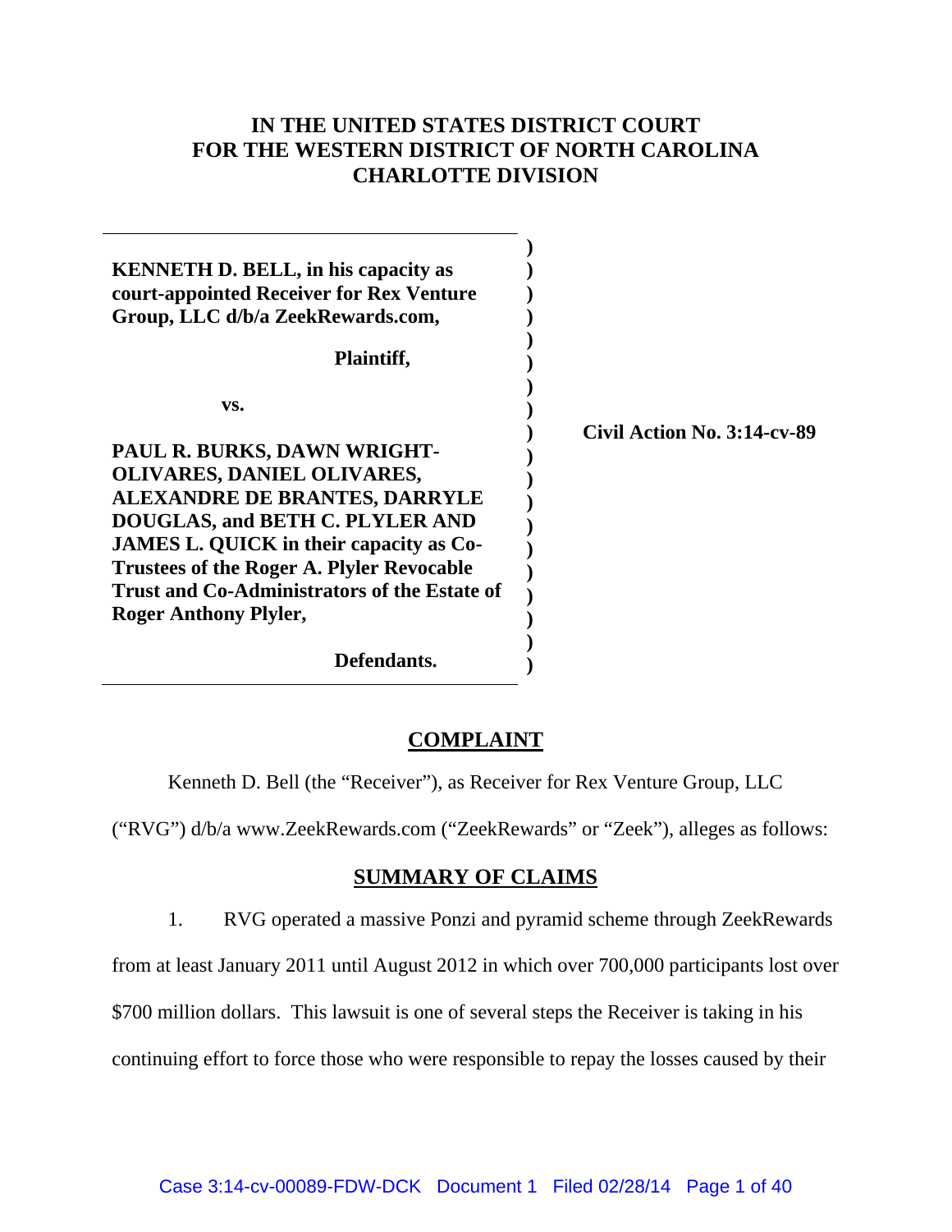# IN THE UNITED STATES DISTRICT COURT FOR THE WESTERN DISTRICT OF NORTH CAROLINA CHARLOTTE DIVISION

**KENNETH D. BELL, in his capacity as court-appointed Receiver for Rex Venture Group, LLC d/b/a ZeekRewards.com,**

**Plaintiff,**

**vs.**

**PAUL R. BURKS, DAWN WRIGHT-OLIVARES, DANIEL OLIVARES, ALEXANDRE DE BRANTES, DARRYLE DOUGLAS, and BETH C. PLYLER AND JAMES L. QUICK in their capacity as Co-Trustees of the Roger A. Plyler Revocable Trust and Co-Administrators of the Estate of Roger Anthony Plyler,**

**Defendants.**

**Civil Action No. 3:14-cv-89**

## COMPLAINT

Kenneth D. Bell (the "Receiver"), as Receiver for Rex Venture Group, LLC ("RVG") d/b/a www.ZeekRewards.com ("ZeekRewards" or "Zeek"), alleges as follows:

## SUMMARY OF CLAIMS

1. RVG operated a massive Ponzi and pyramid scheme through ZeekRewards from at least January 2011 until August 2012 in which over 700,000 participants lost over $700 million dollars. This lawsuit is one of several steps the Receiver is taking in his continuing effort to force those who were responsible to repay the losses caused by their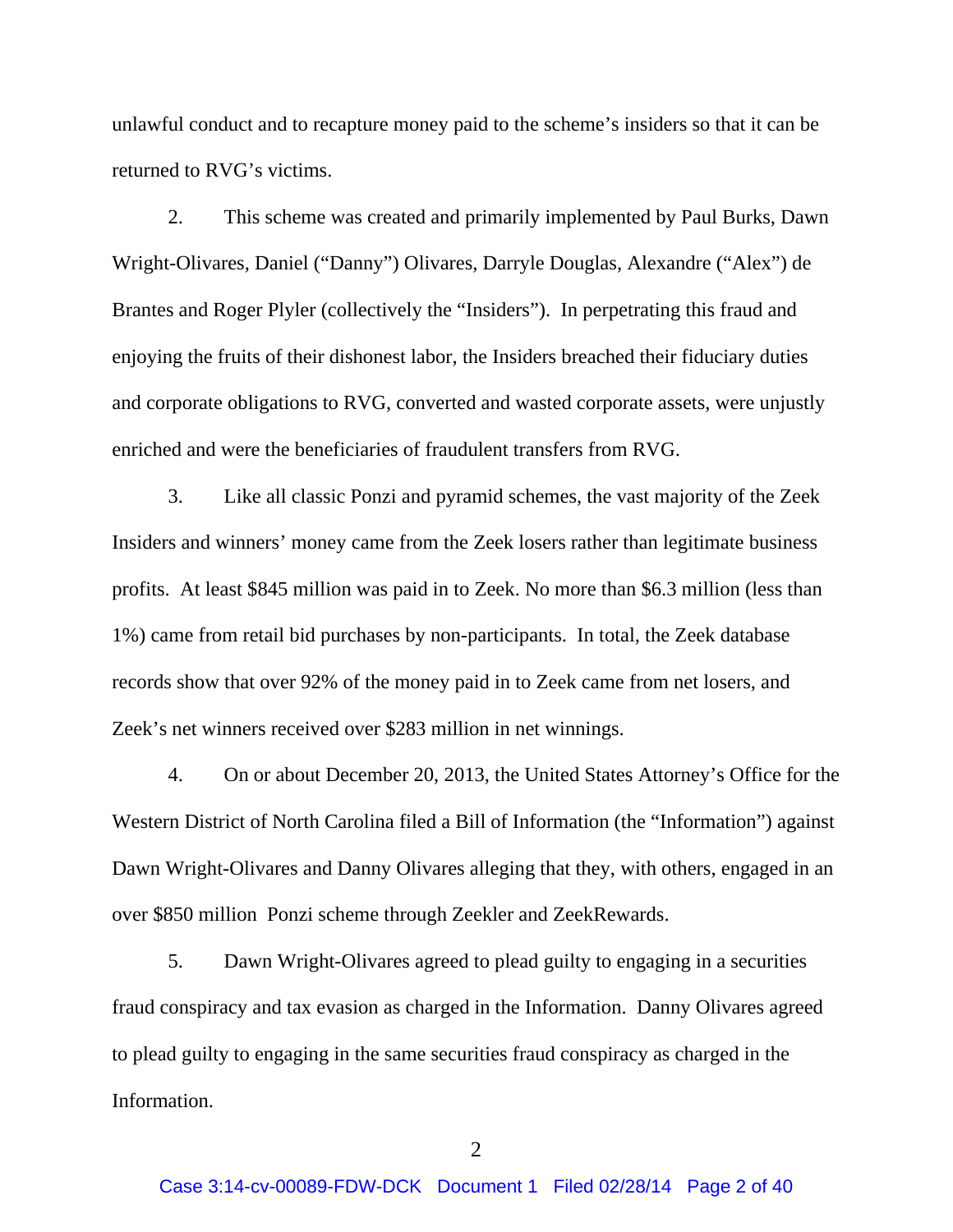unlawful conduct and to recapture money paid to the scheme's insiders so that it can be returned to RVG's victims.

2. This scheme was created and primarily implemented by Paul Burks, Dawn Wright-Olivares, Daniel ("Danny") Olivares, Darryle Douglas, Alexandre ("Alex") de Brantes and Roger Plyler (collectively the "Insiders"). In perpetrating this fraud and enjoying the fruits of their dishonest labor, the Insiders breached their fiduciary duties and corporate obligations to RVG, converted and wasted corporate assets, were unjustly enriched and were the beneficiaries of fraudulent transfers from RVG.

3. Like all classic Ponzi and pyramid schemes, the vast majority of the Zeek Insiders and winners' money came from the Zeek losers rather than legitimate business profits. At least $845 million was paid in to Zeek. No more than $6.3 million (less than 1%) came from retail bid purchases by non-participants. In total, the Zeek database records show that over 92% of the money paid in to Zeek came from net losers, and Zeek's net winners received over $283 million in net winnings.

4. On or about December 20, 2013, the United States Attorney's Office for the Western District of North Carolina filed a Bill of Information (the "Information") against Dawn Wright-Olivares and Danny Olivares alleging that they, with others, engaged in an over $850 million Ponzi scheme through Zeekler and ZeekRewards.

5. Dawn Wright-Olivares agreed to plead guilty to engaging in a securities fraud conspiracy and tax evasion as charged in the Information. Danny Olivares agreed to plead guilty to engaging in the same securities fraud conspiracy as charged in the Information.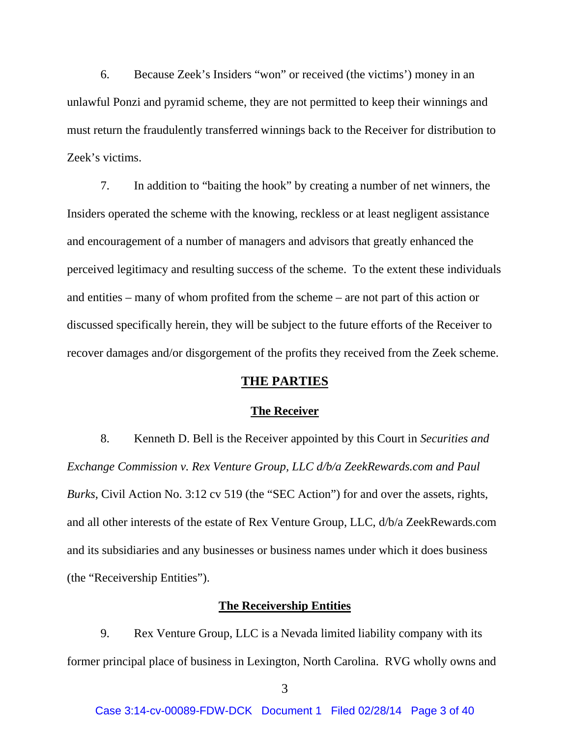6. Because Zeek's Insiders "won" or received (the victims') money in an unlawful Ponzi and pyramid scheme, they are not permitted to keep their winnings and must return the fraudulently transferred winnings back to the Receiver for distribution to Zeek's victims.

7. In addition to "baiting the hook" by creating a number of net winners, the Insiders operated the scheme with the knowing, reckless or at least negligent assistance and encouragement of a number of managers and advisors that greatly enhanced the perceived legitimacy and resulting success of the scheme. To the extent these individuals and entities – many of whom profited from the scheme – are not part of this action or discussed specifically herein, they will be subject to the future efforts of the Receiver to recover damages and/or disgorgement of the profits they received from the Zeek scheme.

## THE PARTIES

### The Receiver

8. Kenneth D. Bell is the Receiver appointed by this Court in *Securities and Exchange Commission v. Rex Venture Group, LLC d/b/a ZeekRewards.com and Paul Burks*, Civil Action No. 3:12 cv 519 (the "SEC Action") for and over the assets, rights, and all other interests of the estate of Rex Venture Group, LLC, d/b/a ZeekRewards.com and its subsidiaries and any businesses or business names under which it does business (the "Receivership Entities").

### The Receivership Entities

9. Rex Venture Group, LLC is a Nevada limited liability company with its former principal place of business in Lexington, North Carolina. RVG wholly owns and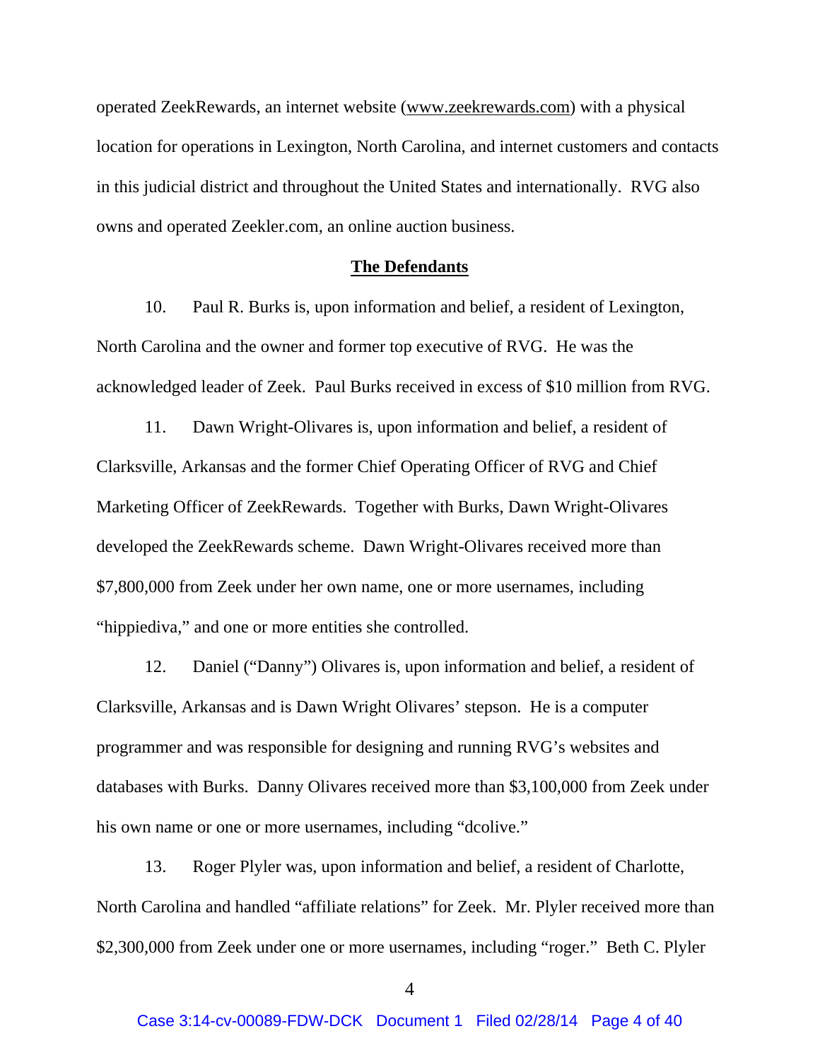operated ZeekRewards, an internet website (www.zeekrewards.com) with a physical location for operations in Lexington, North Carolina, and internet customers and contacts in this judicial district and throughout the United States and internationally. RVG also owns and operated Zeekler.com, an online auction business.

## The Defendants

10. Paul R. Burks is, upon information and belief, a resident of Lexington, North Carolina and the owner and former top executive of RVG. He was the acknowledged leader of Zeek. Paul Burks received in excess of $10 million from RVG.

11. Dawn Wright-Olivares is, upon information and belief, a resident of Clarksville, Arkansas and the former Chief Operating Officer of RVG and Chief Marketing Officer of ZeekRewards. Together with Burks, Dawn Wright-Olivares developed the ZeekRewards scheme. Dawn Wright-Olivares received more than $7,800,000 from Zeek under her own name, one or more usernames, including "hippiediva," and one or more entities she controlled.

12. Daniel ("Danny") Olivares is, upon information and belief, a resident of Clarksville, Arkansas and is Dawn Wright Olivares' stepson. He is a computer programmer and was responsible for designing and running RVG's websites and databases with Burks. Danny Olivares received more than $3,100,000 from Zeek under his own name or one or more usernames, including "dcolive."

13. Roger Plyler was, upon information and belief, a resident of Charlotte, North Carolina and handled "affiliate relations" for Zeek. Mr. Plyler received more than $2,300,000 from Zeek under one or more usernames, including "roger." Beth C. Plyler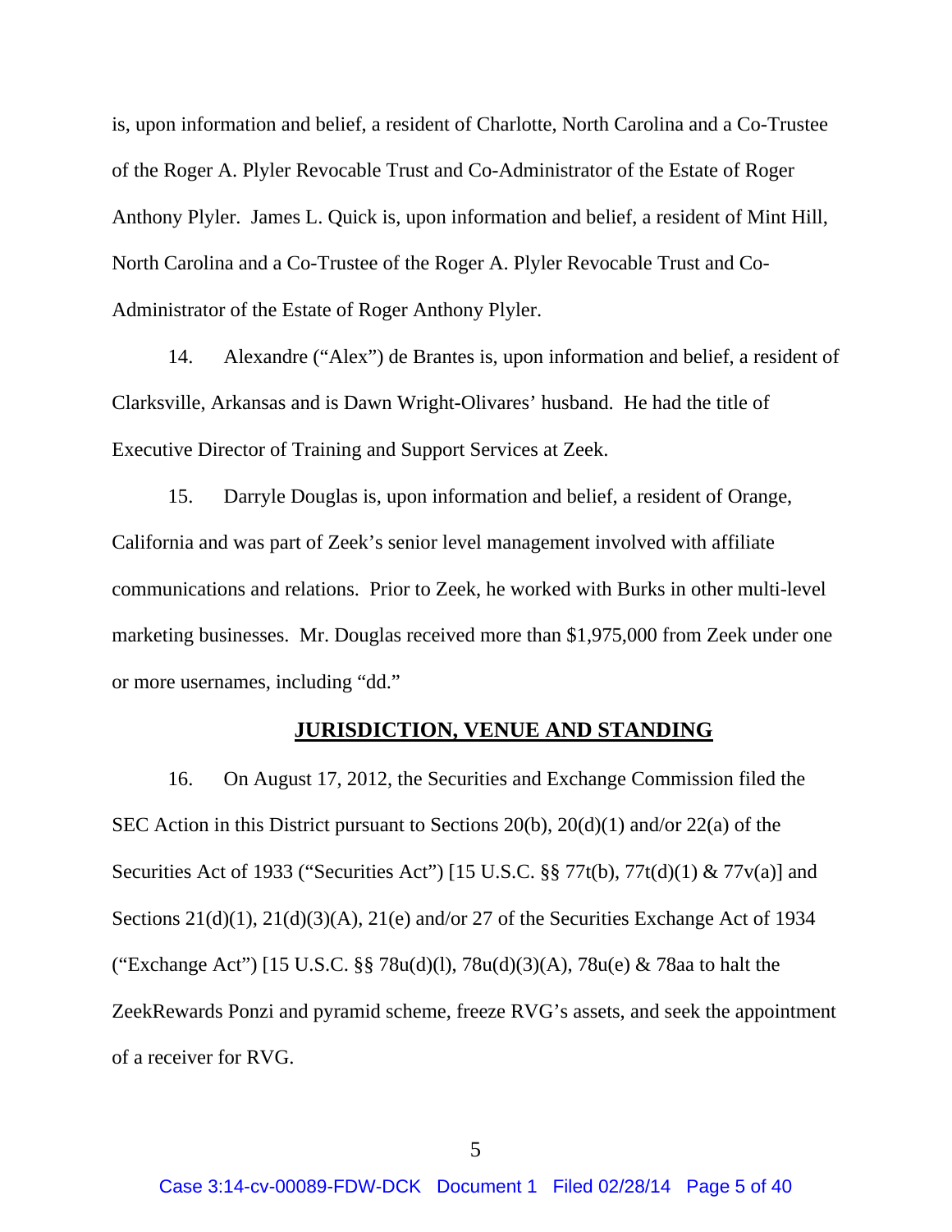is, upon information and belief, a resident of Charlotte, North Carolina and a Co-Trustee of the Roger A. Plyler Revocable Trust and Co-Administrator of the Estate of Roger Anthony Plyler. James L. Quick is, upon information and belief, a resident of Mint Hill, North Carolina and a Co-Trustee of the Roger A. Plyler Revocable Trust and Co-Administrator of the Estate of Roger Anthony Plyler.

14. Alexandre ("Alex") de Brantes is, upon information and belief, a resident of Clarksville, Arkansas and is Dawn Wright-Olivares' husband. He had the title of Executive Director of Training and Support Services at Zeek.

15. Darryle Douglas is, upon information and belief, a resident of Orange, California and was part of Zeek's senior level management involved with affiliate communications and relations. Prior to Zeek, he worked with Burks in other multi-level marketing businesses. Mr. Douglas received more than $1,975,000 from Zeek under one or more usernames, including "dd."

## JURISDICTION, VENUE AND STANDING

16. On August 17, 2012, the Securities and Exchange Commission filed the SEC Action in this District pursuant to Sections 20(b), 20(d)(1) and/or 22(a) of the Securities Act of 1933 ("Securities Act") [15 U.S.C. §§ 77t(b), 77t(d)(1) & 77v(a)] and Sections 21(d)(1), 21(d)(3)(A), 21(e) and/or 27 of the Securities Exchange Act of 1934 ("Exchange Act") [15 U.S.C. §§ 78u(d)(l), 78u(d)(3)(A), 78u(e) & 78aa to halt the ZeekRewards Ponzi and pyramid scheme, freeze RVG's assets, and seek the appointment of a receiver for RVG.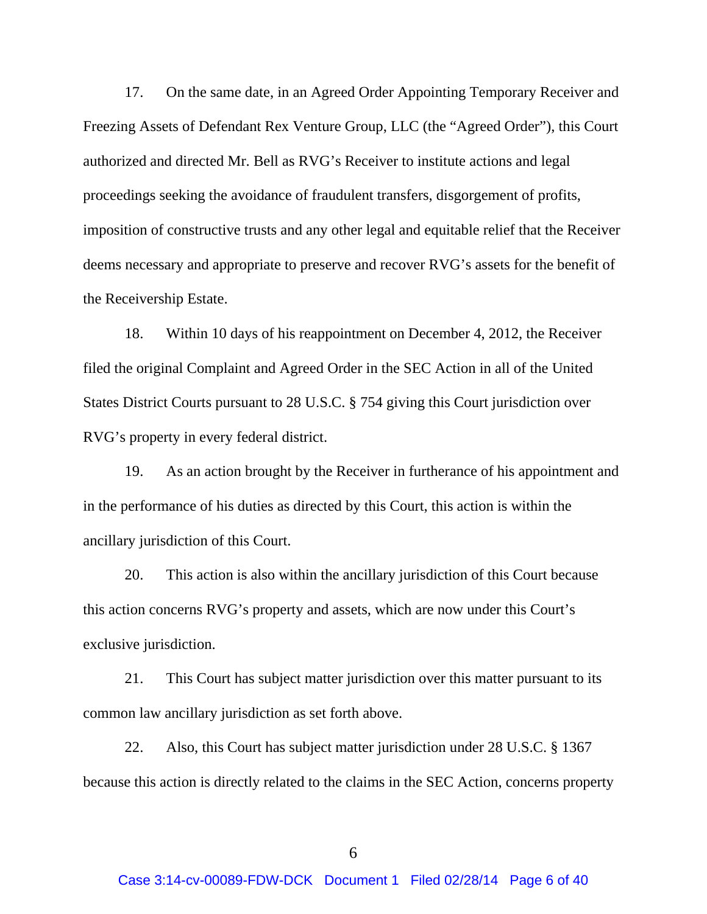17. On the same date, in an Agreed Order Appointing Temporary Receiver and Freezing Assets of Defendant Rex Venture Group, LLC (the "Agreed Order"), this Court authorized and directed Mr. Bell as RVG's Receiver to institute actions and legal proceedings seeking the avoidance of fraudulent transfers, disgorgement of profits, imposition of constructive trusts and any other legal and equitable relief that the Receiver deems necessary and appropriate to preserve and recover RVG's assets for the benefit of the Receivership Estate.

18. Within 10 days of his reappointment on December 4, 2012, the Receiver filed the original Complaint and Agreed Order in the SEC Action in all of the United States District Courts pursuant to 28 U.S.C. § 754 giving this Court jurisdiction over RVG's property in every federal district.

19. As an action brought by the Receiver in furtherance of his appointment and in the performance of his duties as directed by this Court, this action is within the ancillary jurisdiction of this Court.

20. This action is also within the ancillary jurisdiction of this Court because this action concerns RVG's property and assets, which are now under this Court's exclusive jurisdiction.

21. This Court has subject matter jurisdiction over this matter pursuant to its common law ancillary jurisdiction as set forth above.

22. Also, this Court has subject matter jurisdiction under 28 U.S.C. § 1367 because this action is directly related to the claims in the SEC Action, concerns property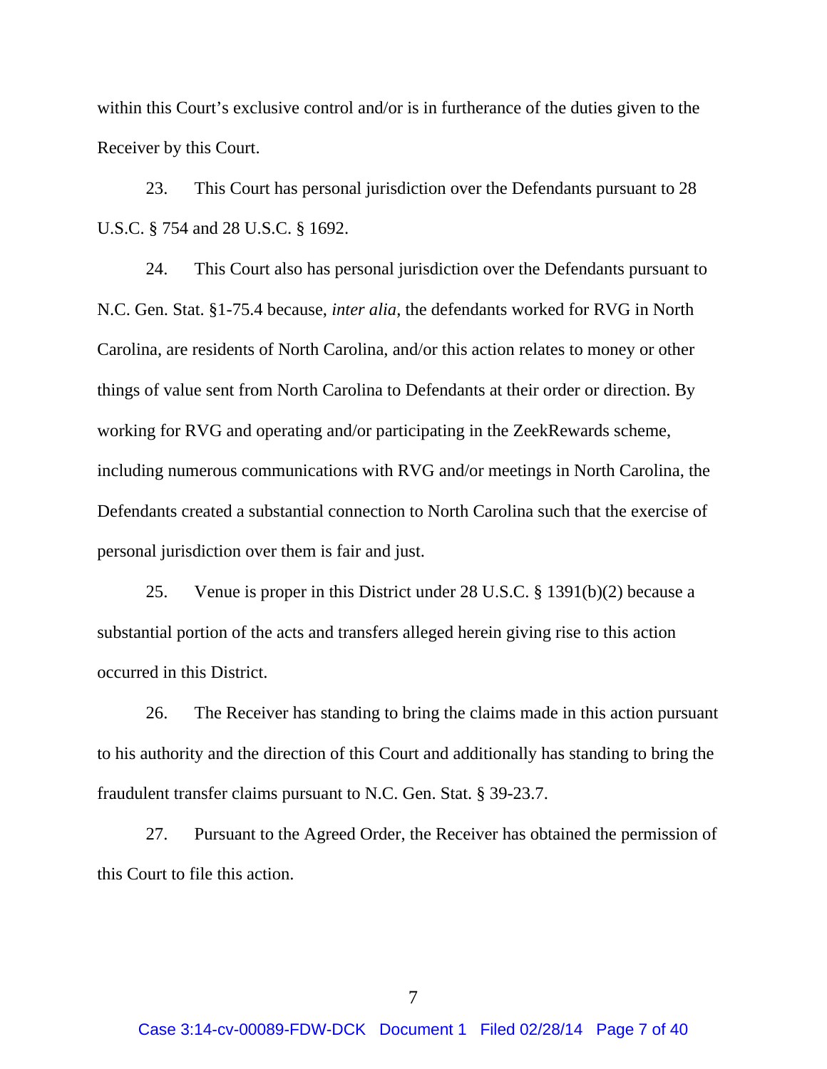within this Court's exclusive control and/or is in furtherance of the duties given to the Receiver by this Court.

23. This Court has personal jurisdiction over the Defendants pursuant to 28 U.S.C. § 754 and 28 U.S.C. § 1692.

24. This Court also has personal jurisdiction over the Defendants pursuant to N.C. Gen. Stat. §1-75.4 because, *inter alia*, the defendants worked for RVG in North Carolina, are residents of North Carolina, and/or this action relates to money or other things of value sent from North Carolina to Defendants at their order or direction. By working for RVG and operating and/or participating in the ZeekRewards scheme, including numerous communications with RVG and/or meetings in North Carolina, the Defendants created a substantial connection to North Carolina such that the exercise of personal jurisdiction over them is fair and just.

25. Venue is proper in this District under 28 U.S.C. § 1391(b)(2) because a substantial portion of the acts and transfers alleged herein giving rise to this action occurred in this District.

26. The Receiver has standing to bring the claims made in this action pursuant to his authority and the direction of this Court and additionally has standing to bring the fraudulent transfer claims pursuant to N.C. Gen. Stat. § 39-23.7.

27. Pursuant to the Agreed Order, the Receiver has obtained the permission of this Court to file this action.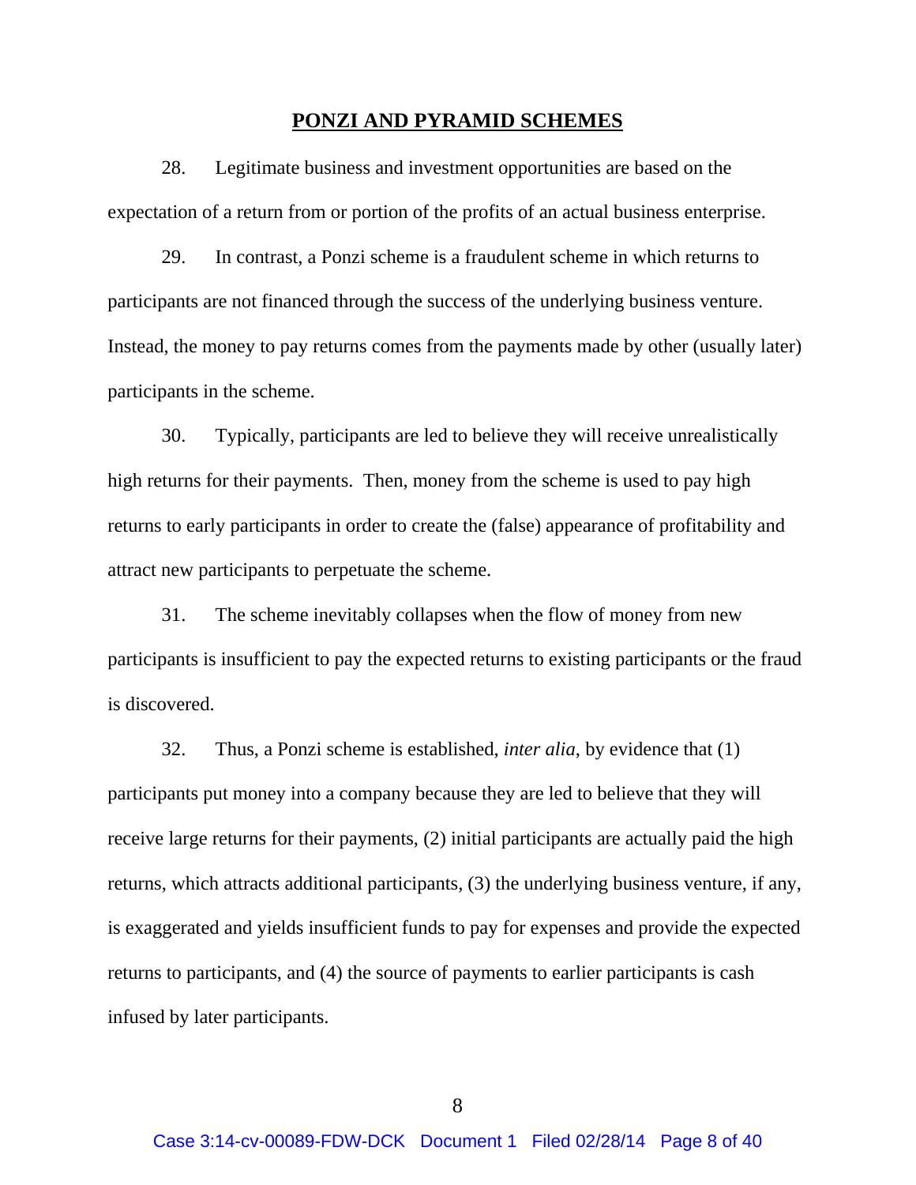## PONZI AND PYRAMID SCHEMES

28. Legitimate business and investment opportunities are based on the expectation of a return from or portion of the profits of an actual business enterprise.

29. In contrast, a Ponzi scheme is a fraudulent scheme in which returns to participants are not financed through the success of the underlying business venture. Instead, the money to pay returns comes from the payments made by other (usually later) participants in the scheme.

30. Typically, participants are led to believe they will receive unrealistically high returns for their payments. Then, money from the scheme is used to pay high returns to early participants in order to create the (false) appearance of profitability and attract new participants to perpetuate the scheme.

31. The scheme inevitably collapses when the flow of money from new participants is insufficient to pay the expected returns to existing participants or the fraud is discovered.

32. Thus, a Ponzi scheme is established, *inter alia*, by evidence that (1) participants put money into a company because they are led to believe that they will receive large returns for their payments, (2) initial participants are actually paid the high returns, which attracts additional participants, (3) the underlying business venture, if any, is exaggerated and yields insufficient funds to pay for expenses and provide the expected returns to participants, and (4) the source of payments to earlier participants is cash infused by later participants.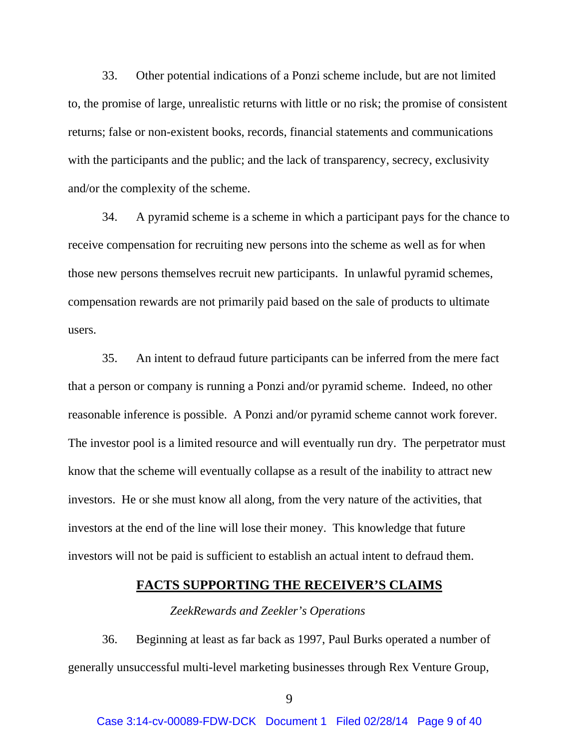33. Other potential indications of a Ponzi scheme include, but are not limited to, the promise of large, unrealistic returns with little or no risk; the promise of consistent returns; false or non-existent books, records, financial statements and communications with the participants and the public; and the lack of transparency, secrecy, exclusivity and/or the complexity of the scheme.

34. A pyramid scheme is a scheme in which a participant pays for the chance to receive compensation for recruiting new persons into the scheme as well as for when those new persons themselves recruit new participants. In unlawful pyramid schemes, compensation rewards are not primarily paid based on the sale of products to ultimate users.

35. An intent to defraud future participants can be inferred from the mere fact that a person or company is running a Ponzi and/or pyramid scheme. Indeed, no other reasonable inference is possible. A Ponzi and/or pyramid scheme cannot work forever. The investor pool is a limited resource and will eventually run dry. The perpetrator must know that the scheme will eventually collapse as a result of the inability to attract new investors. He or she must know all along, from the very nature of the activities, that investors at the end of the line will lose their money. This knowledge that future investors will not be paid is sufficient to establish an actual intent to defraud them.

## **FACTS SUPPORTING THE RECEIVER'S CLAIMS**

### *ZeekRewards and Zeekler's Operations*

36. Beginning at least as far back as 1997, Paul Burks operated a number of generally unsuccessful multi-level marketing businesses through Rex Venture Group,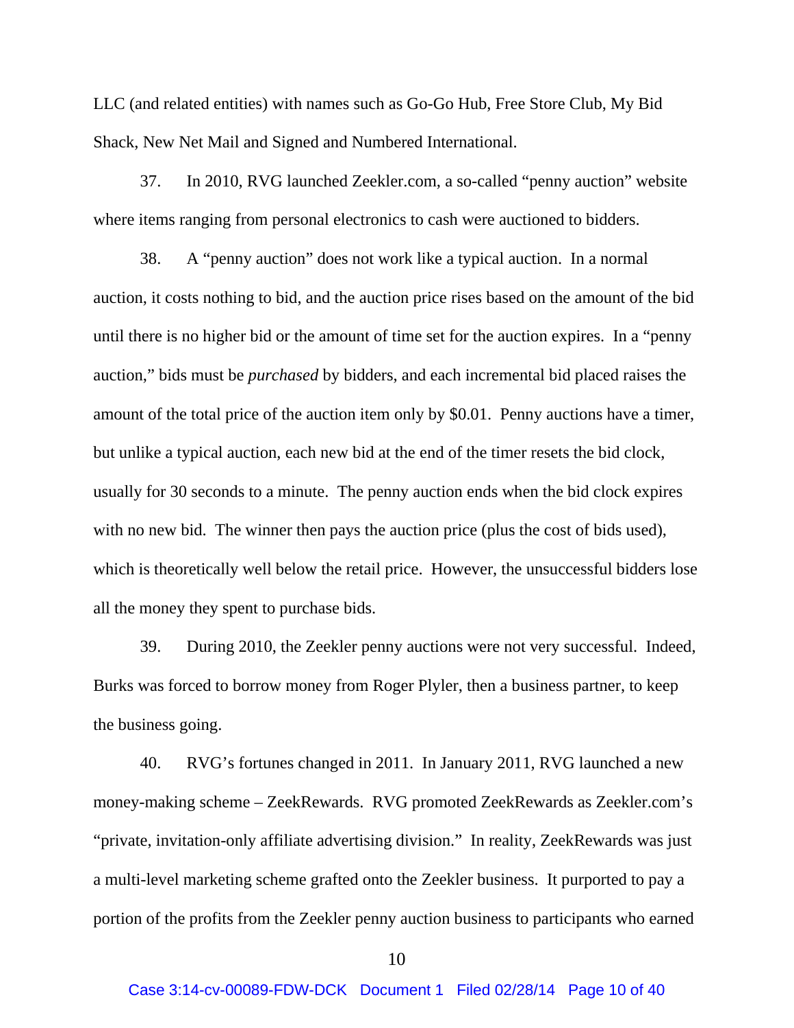LLC (and related entities) with names such as Go-Go Hub, Free Store Club, My Bid Shack, New Net Mail and Signed and Numbered International.

37. In 2010, RVG launched Zeekler.com, a so-called "penny auction" website where items ranging from personal electronics to cash were auctioned to bidders.

38. A "penny auction" does not work like a typical auction. In a normal auction, it costs nothing to bid, and the auction price rises based on the amount of the bid until there is no higher bid or the amount of time set for the auction expires. In a "penny auction," bids must be *purchased* by bidders, and each incremental bid placed raises the amount of the total price of the auction item only by $0.01. Penny auctions have a timer, but unlike a typical auction, each new bid at the end of the timer resets the bid clock, usually for 30 seconds to a minute. The penny auction ends when the bid clock expires with no new bid. The winner then pays the auction price (plus the cost of bids used), which is theoretically well below the retail price. However, the unsuccessful bidders lose all the money they spent to purchase bids.

39. During 2010, the Zeekler penny auctions were not very successful. Indeed, Burks was forced to borrow money from Roger Plyler, then a business partner, to keep the business going.

40. RVG's fortunes changed in 2011. In January 2011, RVG launched a new money-making scheme – ZeekRewards. RVG promoted ZeekRewards as Zeekler.com's "private, invitation-only affiliate advertising division." In reality, ZeekRewards was just a multi-level marketing scheme grafted onto the Zeekler business. It purported to pay a portion of the profits from the Zeekler penny auction business to participants who earned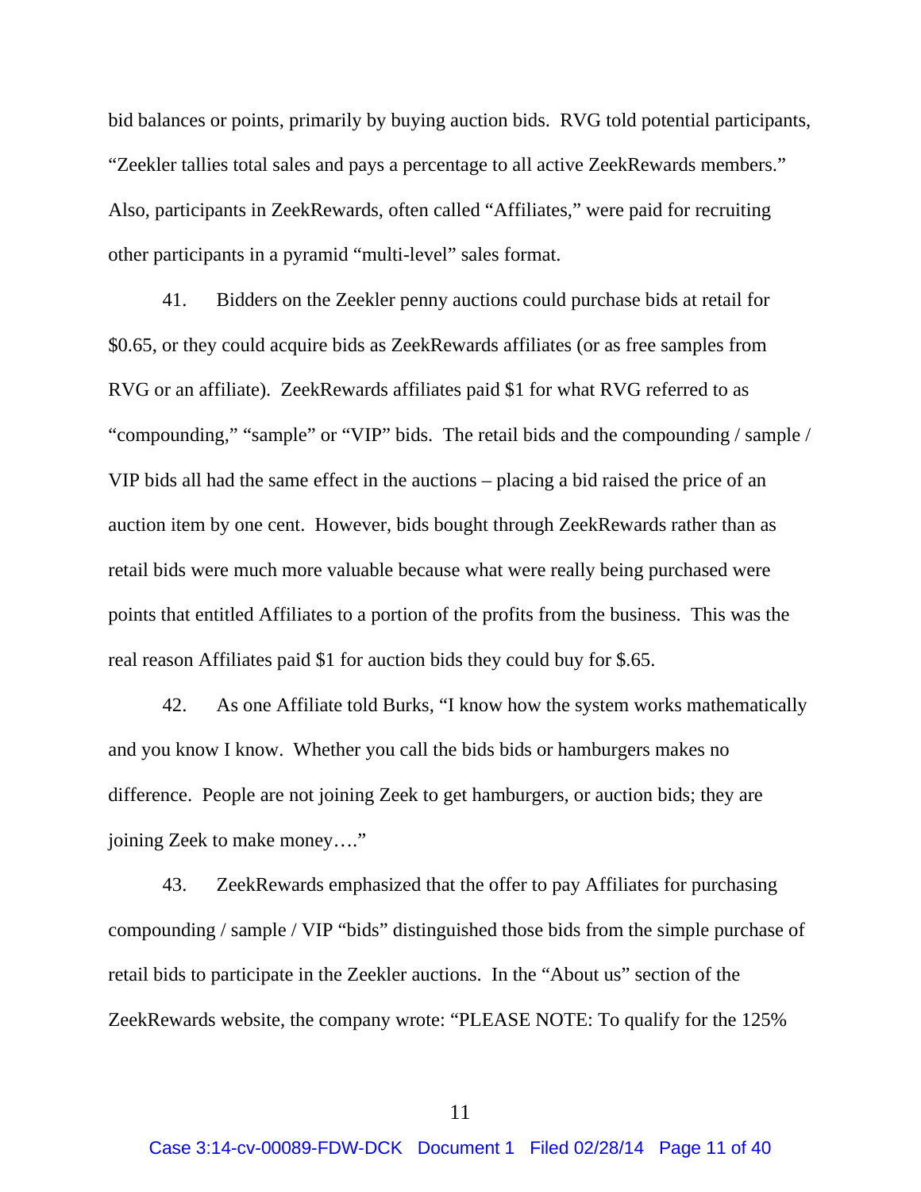bid balances or points, primarily by buying auction bids. RVG told potential participants, "Zeekler tallies total sales and pays a percentage to all active ZeekRewards members." Also, participants in ZeekRewards, often called "Affiliates," were paid for recruiting other participants in a pyramid "multi-level" sales format.

41. Bidders on the Zeekler penny auctions could purchase bids at retail for $0.65, or they could acquire bids as ZeekRewards affiliates (or as free samples from RVG or an affiliate). ZeekRewards affiliates paid $1 for what RVG referred to as "compounding," "sample" or "VIP" bids. The retail bids and the compounding / sample / VIP bids all had the same effect in the auctions – placing a bid raised the price of an auction item by one cent. However, bids bought through ZeekRewards rather than as retail bids were much more valuable because what were really being purchased were points that entitled Affiliates to a portion of the profits from the business. This was the real reason Affiliates paid $1 for auction bids they could buy for $.65.

42. As one Affiliate told Burks, "I know how the system works mathematically and you know I know. Whether you call the bids bids or hamburgers makes no difference. People are not joining Zeek to get hamburgers, or auction bids; they are joining Zeek to make money…."

43. ZeekRewards emphasized that the offer to pay Affiliates for purchasing compounding / sample / VIP "bids" distinguished those bids from the simple purchase of retail bids to participate in the Zeekler auctions. In the "About us" section of the ZeekRewards website, the company wrote: "PLEASE NOTE: To qualify for the 125%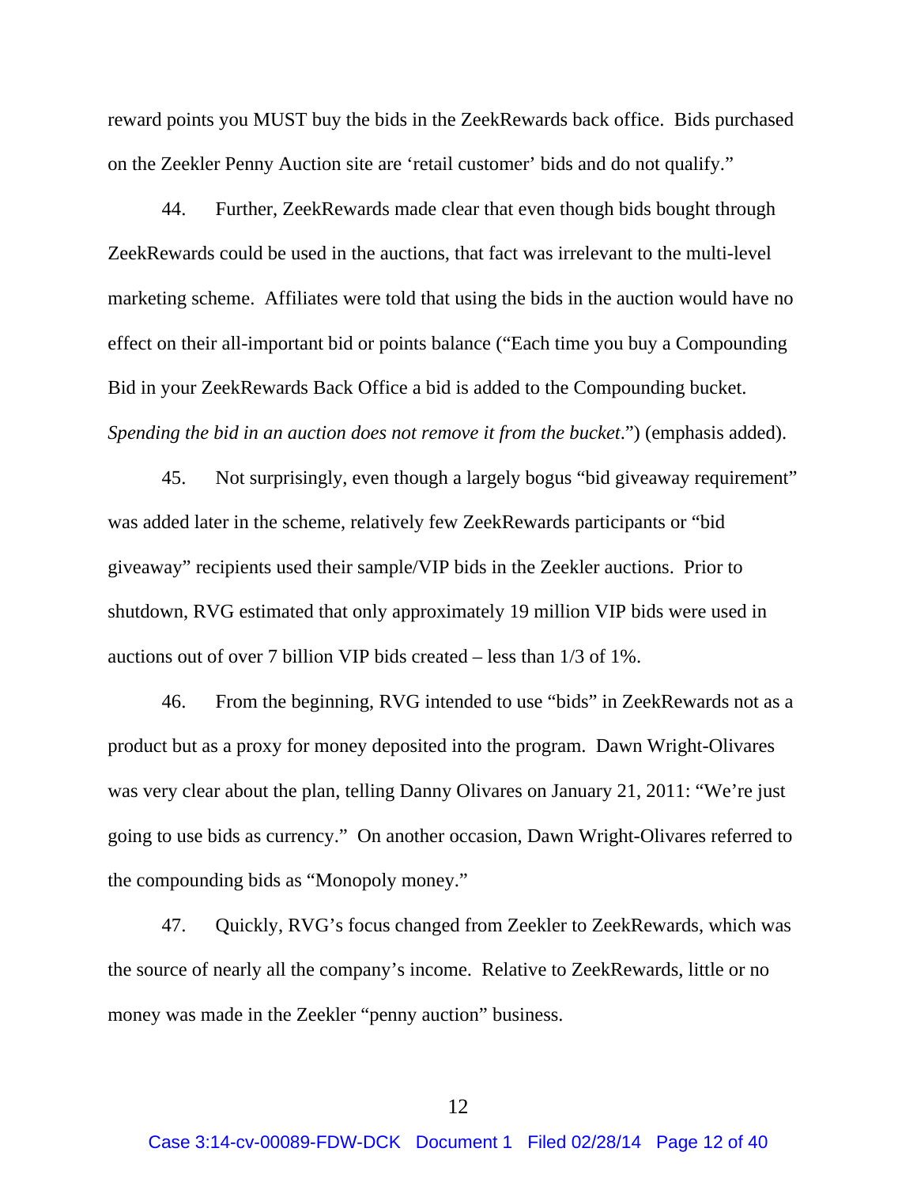reward points you MUST buy the bids in the ZeekRewards back office. Bids purchased on the Zeekler Penny Auction site are 'retail customer' bids and do not qualify."

44. Further, ZeekRewards made clear that even though bids bought through ZeekRewards could be used in the auctions, that fact was irrelevant to the multi-level marketing scheme. Affiliates were told that using the bids in the auction would have no effect on their all-important bid or points balance ("Each time you buy a Compounding Bid in your ZeekRewards Back Office a bid is added to the Compounding bucket. *Spending the bid in an auction does not remove it from the bucket*.") (emphasis added).

45. Not surprisingly, even though a largely bogus "bid giveaway requirement" was added later in the scheme, relatively few ZeekRewards participants or "bid giveaway" recipients used their sample/VIP bids in the Zeekler auctions. Prior to shutdown, RVG estimated that only approximately 19 million VIP bids were used in auctions out of over 7 billion VIP bids created – less than 1/3 of 1%.

46. From the beginning, RVG intended to use "bids" in ZeekRewards not as a product but as a proxy for money deposited into the program. Dawn Wright-Olivares was very clear about the plan, telling Danny Olivares on January 21, 2011: "We're just going to use bids as currency." On another occasion, Dawn Wright-Olivares referred to the compounding bids as "Monopoly money."

47. Quickly, RVG's focus changed from Zeekler to ZeekRewards, which was the source of nearly all the company's income. Relative to ZeekRewards, little or no money was made in the Zeekler "penny auction" business.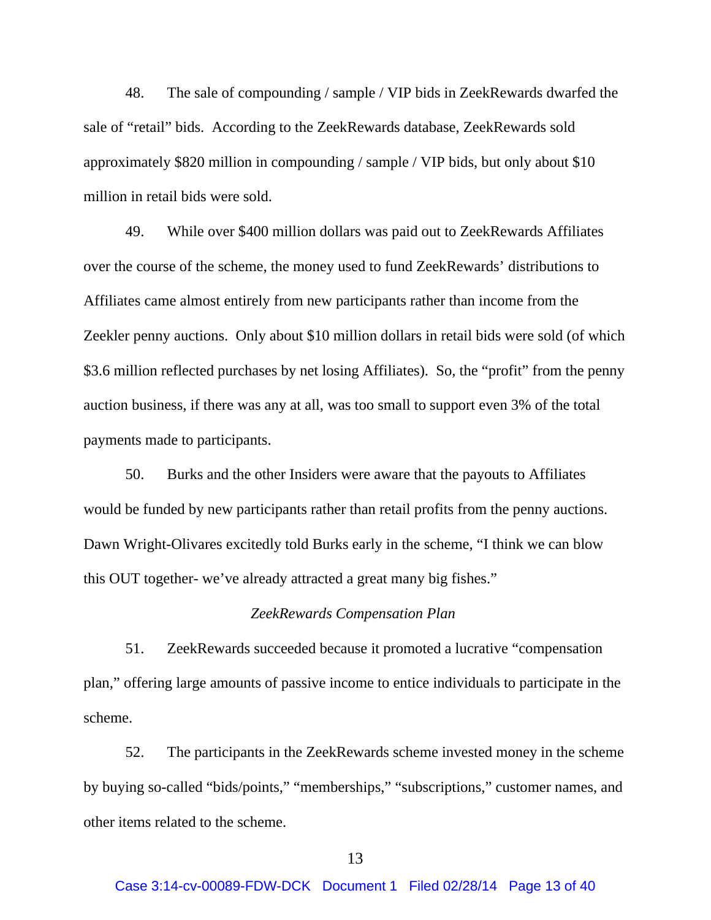48. The sale of compounding / sample / VIP bids in ZeekRewards dwarfed the sale of "retail" bids. According to the ZeekRewards database, ZeekRewards sold approximately $820 million in compounding / sample / VIP bids, but only about $10 million in retail bids were sold.

49. While over $400 million dollars was paid out to ZeekRewards Affiliates over the course of the scheme, the money used to fund ZeekRewards' distributions to Affiliates came almost entirely from new participants rather than income from the Zeekler penny auctions. Only about $10 million dollars in retail bids were sold (of which $3.6 million reflected purchases by net losing Affiliates). So, the "profit" from the penny auction business, if there was any at all, was too small to support even 3% of the total payments made to participants.

50. Burks and the other Insiders were aware that the payouts to Affiliates would be funded by new participants rather than retail profits from the penny auctions. Dawn Wright-Olivares excitedly told Burks early in the scheme, "I think we can blow this OUT together- we've already attracted a great many big fishes."

*ZeekRewards Compensation Plan*

51. ZeekRewards succeeded because it promoted a lucrative "compensation plan," offering large amounts of passive income to entice individuals to participate in the scheme.

52. The participants in the ZeekRewards scheme invested money in the scheme by buying so-called "bids/points," "memberships," "subscriptions," customer names, and other items related to the scheme.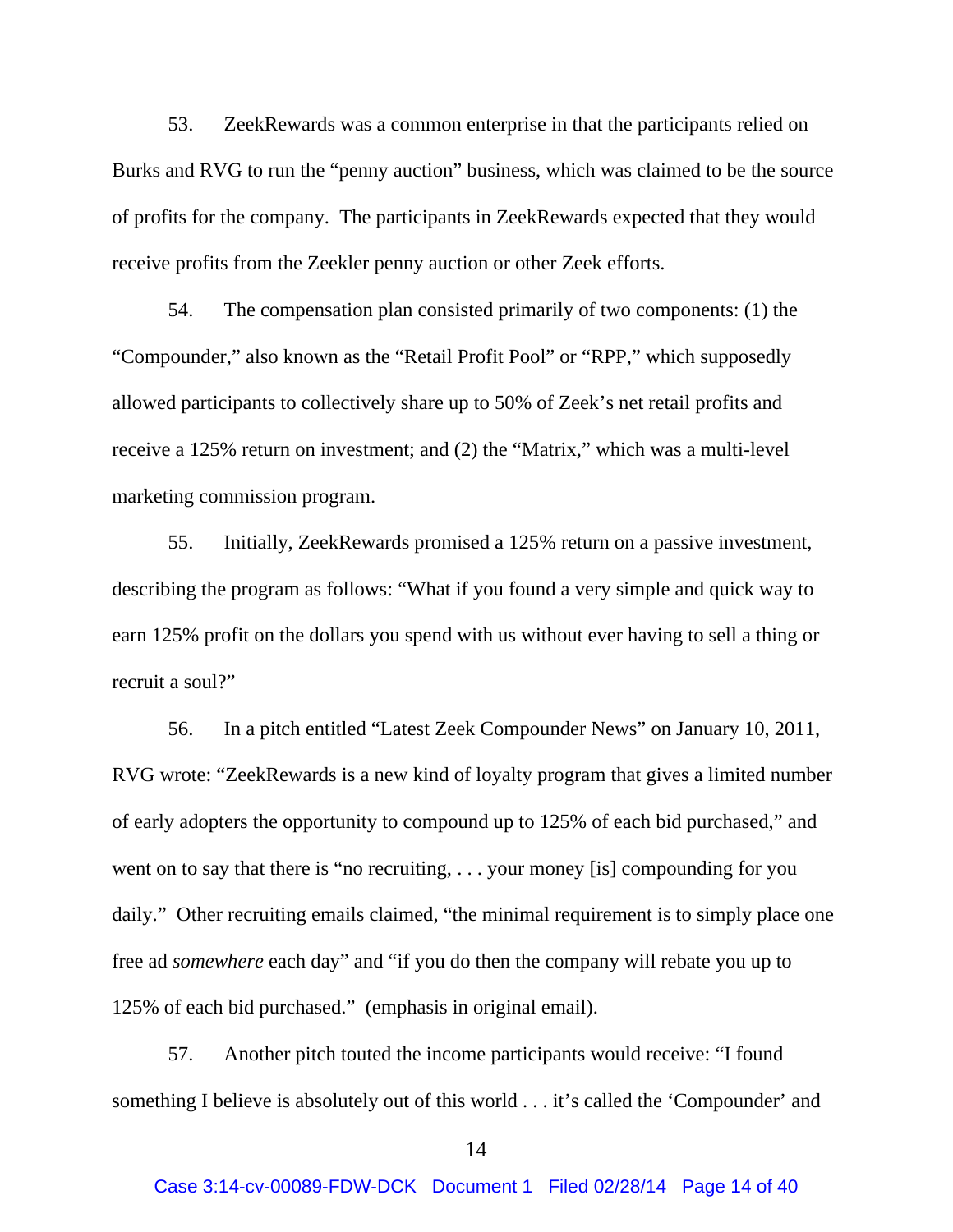53. ZeekRewards was a common enterprise in that the participants relied on Burks and RVG to run the "penny auction" business, which was claimed to be the source of profits for the company. The participants in ZeekRewards expected that they would receive profits from the Zeekler penny auction or other Zeek efforts.

54. The compensation plan consisted primarily of two components: (1) the "Compounder," also known as the "Retail Profit Pool" or "RPP," which supposedly allowed participants to collectively share up to 50% of Zeek's net retail profits and receive a 125% return on investment; and (2) the "Matrix," which was a multi-level marketing commission program.

55. Initially, ZeekRewards promised a 125% return on a passive investment, describing the program as follows: "What if you found a very simple and quick way to earn 125% profit on the dollars you spend with us without ever having to sell a thing or recruit a soul?"

56. In a pitch entitled "Latest Zeek Compounder News" on January 10, 2011, RVG wrote: "ZeekRewards is a new kind of loyalty program that gives a limited number of early adopters the opportunity to compound up to 125% of each bid purchased," and went on to say that there is "no recruiting, . . . your money [is] compounding for you daily." Other recruiting emails claimed, "the minimal requirement is to simply place one free ad *somewhere* each day" and "if you do then the company will rebate you up to 125% of each bid purchased." (emphasis in original email).

57. Another pitch touted the income participants would receive: "I found something I believe is absolutely out of this world . . . it's called the 'Compounder' and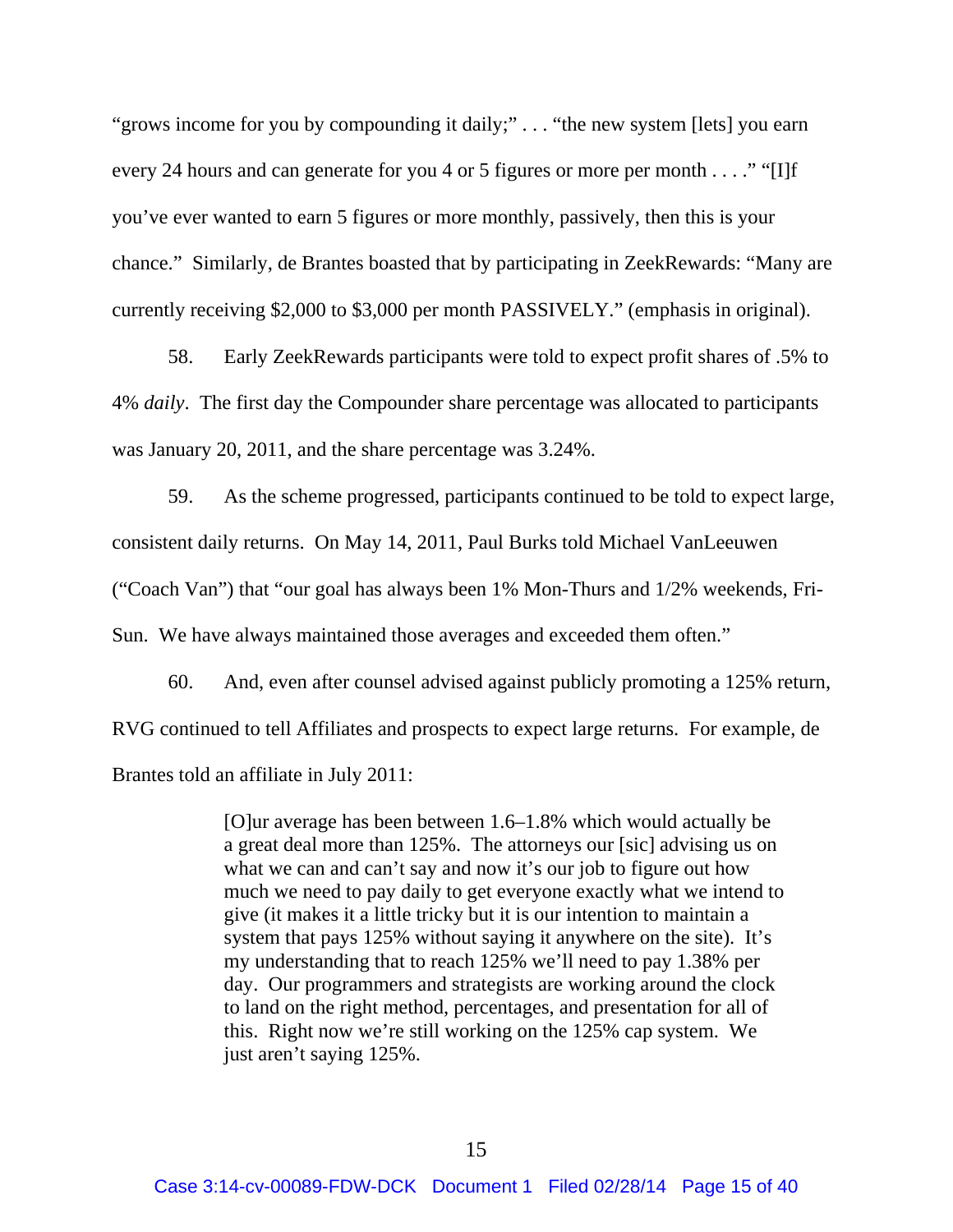"grows income for you by compounding it daily;" . . . "the new system [lets] you earn every 24 hours and can generate for you 4 or 5 figures or more per month . . . ." "[I]f you've ever wanted to earn 5 figures or more monthly, passively, then this is your chance." Similarly, de Brantes boasted that by participating in ZeekRewards: "Many are currently receiving $2,000 to $3,000 per month PASSIVELY." (emphasis in original).

58. Early ZeekRewards participants were told to expect profit shares of .5% to 4% *daily*. The first day the Compounder share percentage was allocated to participants was January 20, 2011, and the share percentage was 3.24%.

59. As the scheme progressed, participants continued to be told to expect large, consistent daily returns. On May 14, 2011, Paul Burks told Michael VanLeeuwen ("Coach Van") that "our goal has always been 1% Mon-Thurs and 1/2% weekends, Fri-Sun. We have always maintained those averages and exceeded them often."

60. And, even after counsel advised against publicly promoting a 125% return, RVG continued to tell Affiliates and prospects to expect large returns. For example, de Brantes told an affiliate in July 2011:

> [O]ur average has been between 1.6–1.8% which would actually be a great deal more than 125%. The attorneys our [sic] advising us on what we can and can't say and now it's our job to figure out how much we need to pay daily to get everyone exactly what we intend to give (it makes it a little tricky but it is our intention to maintain a system that pays 125% without saying it anywhere on the site). It's my understanding that to reach 125% we'll need to pay 1.38% per day. Our programmers and strategists are working around the clock to land on the right method, percentages, and presentation for all of this. Right now we're still working on the 125% cap system. We just aren't saying 125%.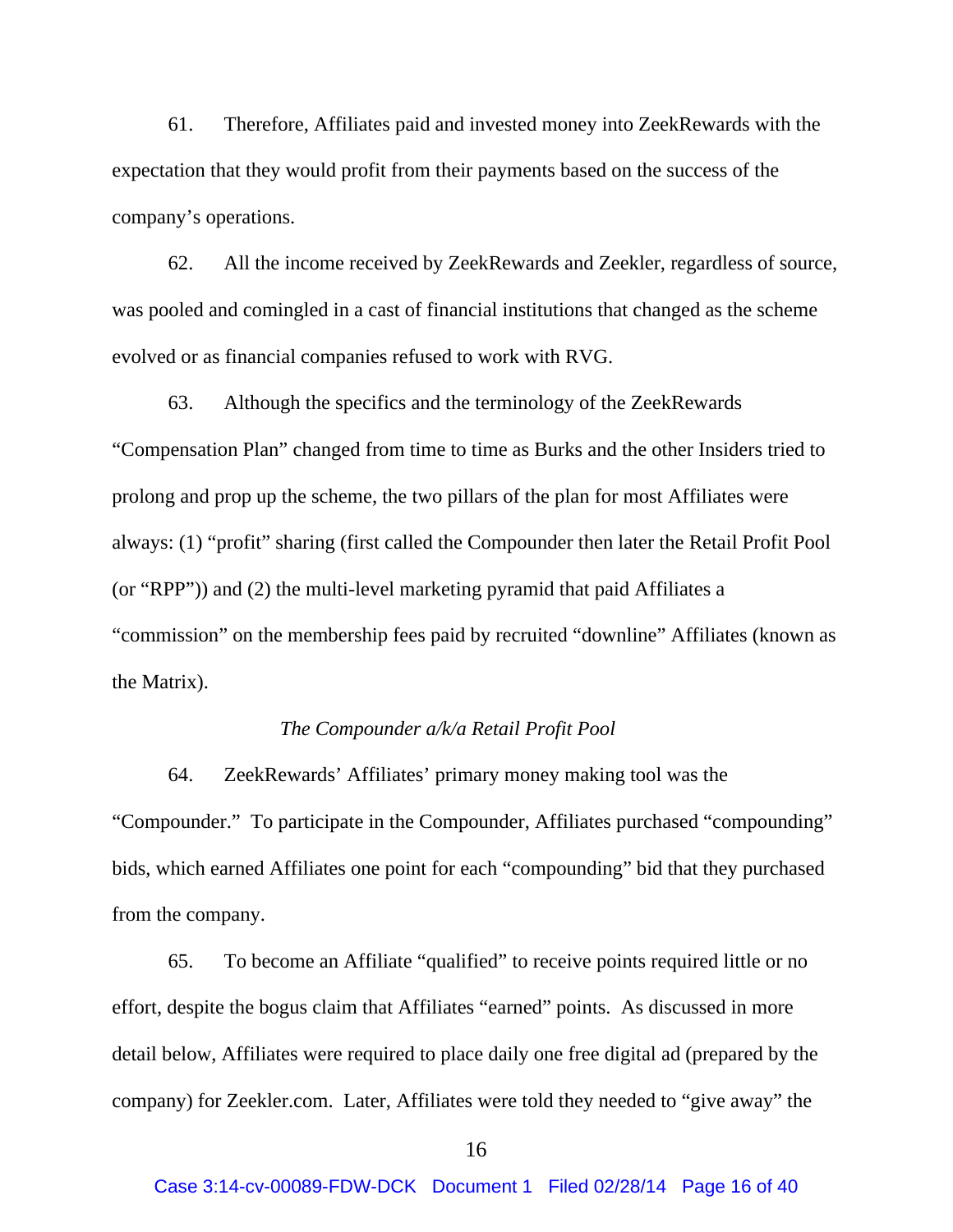61. Therefore, Affiliates paid and invested money into ZeekRewards with the expectation that they would profit from their payments based on the success of the company's operations.

62. All the income received by ZeekRewards and Zeekler, regardless of source, was pooled and comingled in a cast of financial institutions that changed as the scheme evolved or as financial companies refused to work with RVG.

63. Although the specifics and the terminology of the ZeekRewards "Compensation Plan" changed from time to time as Burks and the other Insiders tried to prolong and prop up the scheme, the two pillars of the plan for most Affiliates were always: (1) "profit" sharing (first called the Compounder then later the Retail Profit Pool (or "RPP")) and (2) the multi-level marketing pyramid that paid Affiliates a "commission" on the membership fees paid by recruited "downline" Affiliates (known as the Matrix).

*The Compounder a/k/a Retail Profit Pool*

64. ZeekRewards' Affiliates' primary money making tool was the "Compounder." To participate in the Compounder, Affiliates purchased "compounding" bids, which earned Affiliates one point for each "compounding" bid that they purchased from the company.

65. To become an Affiliate "qualified" to receive points required little or no effort, despite the bogus claim that Affiliates "earned" points. As discussed in more detail below, Affiliates were required to place daily one free digital ad (prepared by the company) for Zeekler.com. Later, Affiliates were told they needed to "give away" the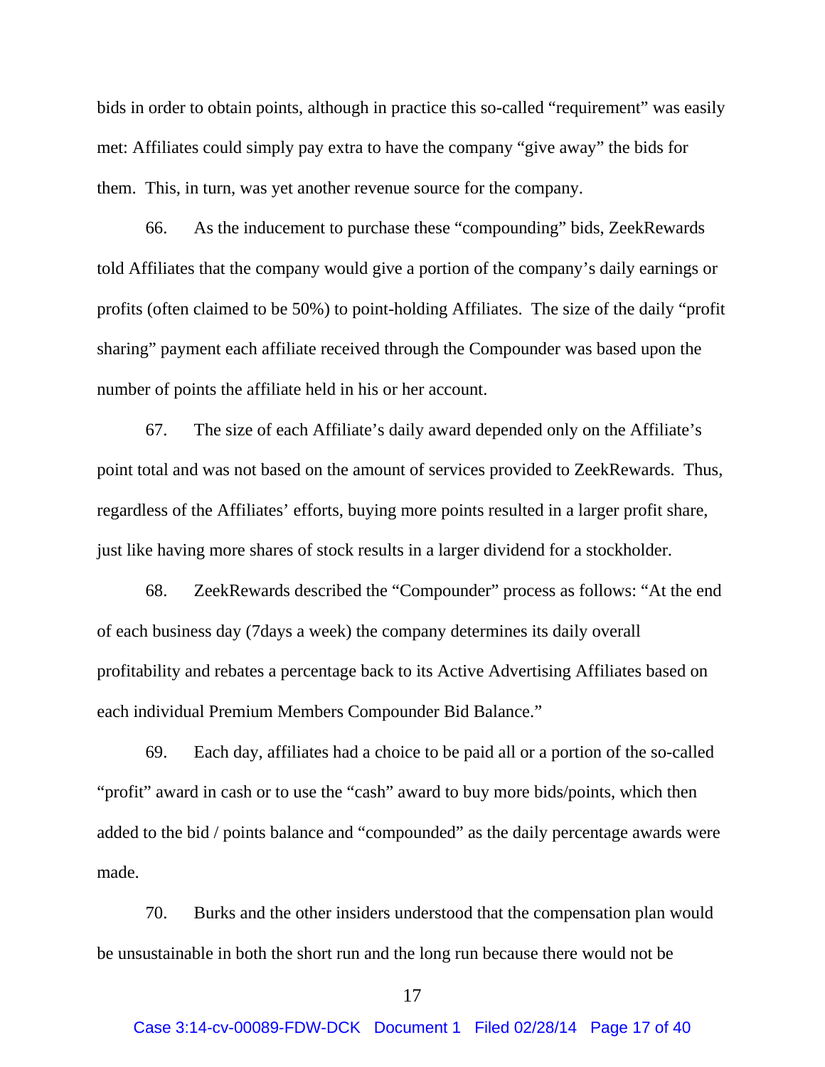bids in order to obtain points, although in practice this so-called "requirement" was easily met: Affiliates could simply pay extra to have the company "give away" the bids for them. This, in turn, was yet another revenue source for the company.

66. As the inducement to purchase these "compounding" bids, ZeekRewards told Affiliates that the company would give a portion of the company's daily earnings or profits (often claimed to be 50%) to point-holding Affiliates. The size of the daily "profit sharing" payment each affiliate received through the Compounder was based upon the number of points the affiliate held in his or her account.

67. The size of each Affiliate's daily award depended only on the Affiliate's point total and was not based on the amount of services provided to ZeekRewards. Thus, regardless of the Affiliates' efforts, buying more points resulted in a larger profit share, just like having more shares of stock results in a larger dividend for a stockholder.

68. ZeekRewards described the "Compounder" process as follows: "At the end of each business day (7days a week) the company determines its daily overall profitability and rebates a percentage back to its Active Advertising Affiliates based on each individual Premium Members Compounder Bid Balance."

69. Each day, affiliates had a choice to be paid all or a portion of the so-called "profit" award in cash or to use the "cash" award to buy more bids/points, which then added to the bid / points balance and "compounded" as the daily percentage awards were made.

70. Burks and the other insiders understood that the compensation plan would be unsustainable in both the short run and the long run because there would not be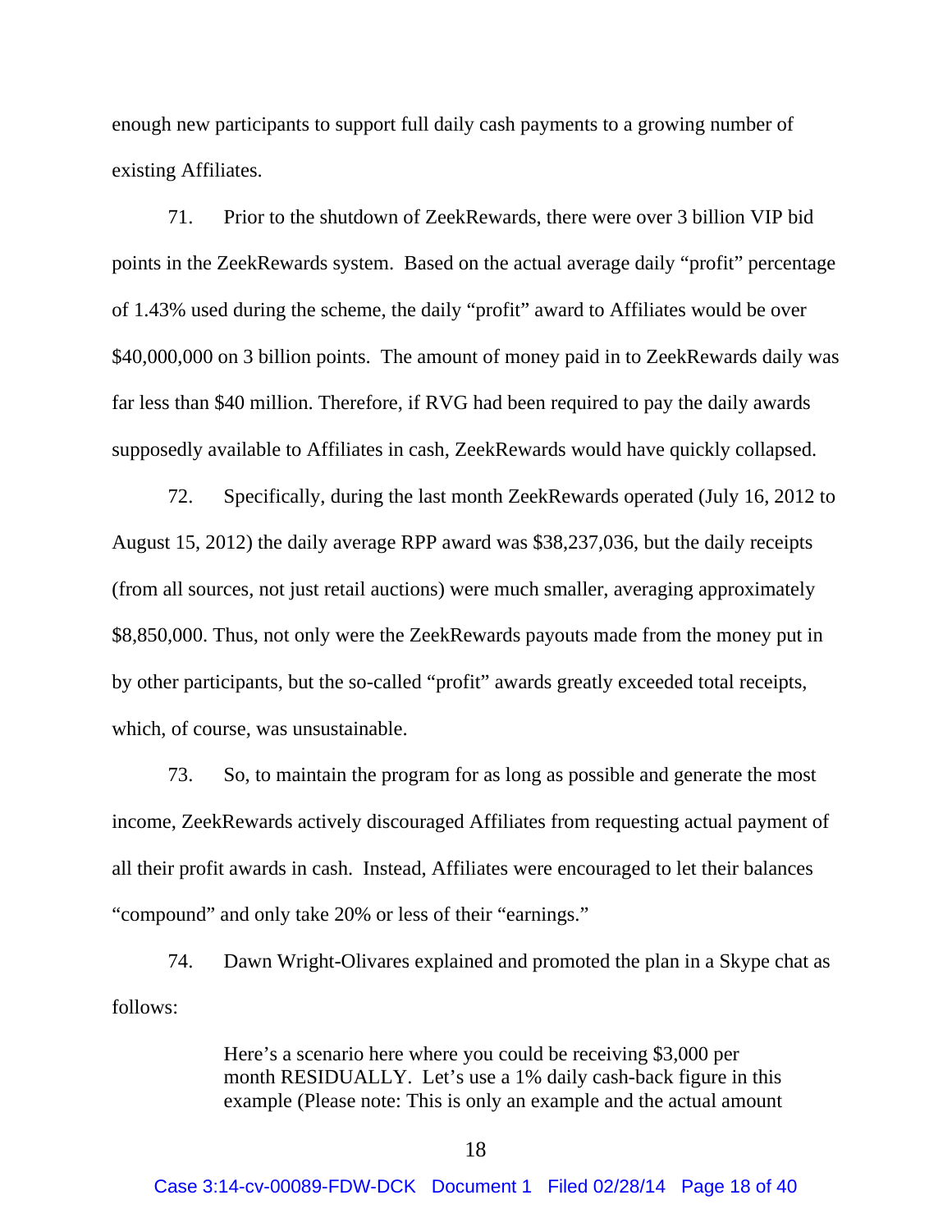enough new participants to support full daily cash payments to a growing number of existing Affiliates.

71. Prior to the shutdown of ZeekRewards, there were over 3 billion VIP bid points in the ZeekRewards system. Based on the actual average daily "profit" percentage of 1.43% used during the scheme, the daily "profit" award to Affiliates would be over $40,000,000 on 3 billion points. The amount of money paid in to ZeekRewards daily was far less than $40 million. Therefore, if RVG had been required to pay the daily awards supposedly available to Affiliates in cash, ZeekRewards would have quickly collapsed.

72. Specifically, during the last month ZeekRewards operated (July 16, 2012 to August 15, 2012) the daily average RPP award was $38,237,036, but the daily receipts (from all sources, not just retail auctions) were much smaller, averaging approximately $8,850,000. Thus, not only were the ZeekRewards payouts made from the money put in by other participants, but the so-called "profit" awards greatly exceeded total receipts, which, of course, was unsustainable.

73. So, to maintain the program for as long as possible and generate the most income, ZeekRewards actively discouraged Affiliates from requesting actual payment of all their profit awards in cash. Instead, Affiliates were encouraged to let their balances "compound" and only take 20% or less of their "earnings."

74. Dawn Wright-Olivares explained and promoted the plan in a Skype chat as follows:

> Here's a scenario here where you could be receiving $3,000 per month RESIDUALLY. Let's use a 1% daily cash-back figure in this example (Please note: This is only an example and the actual amount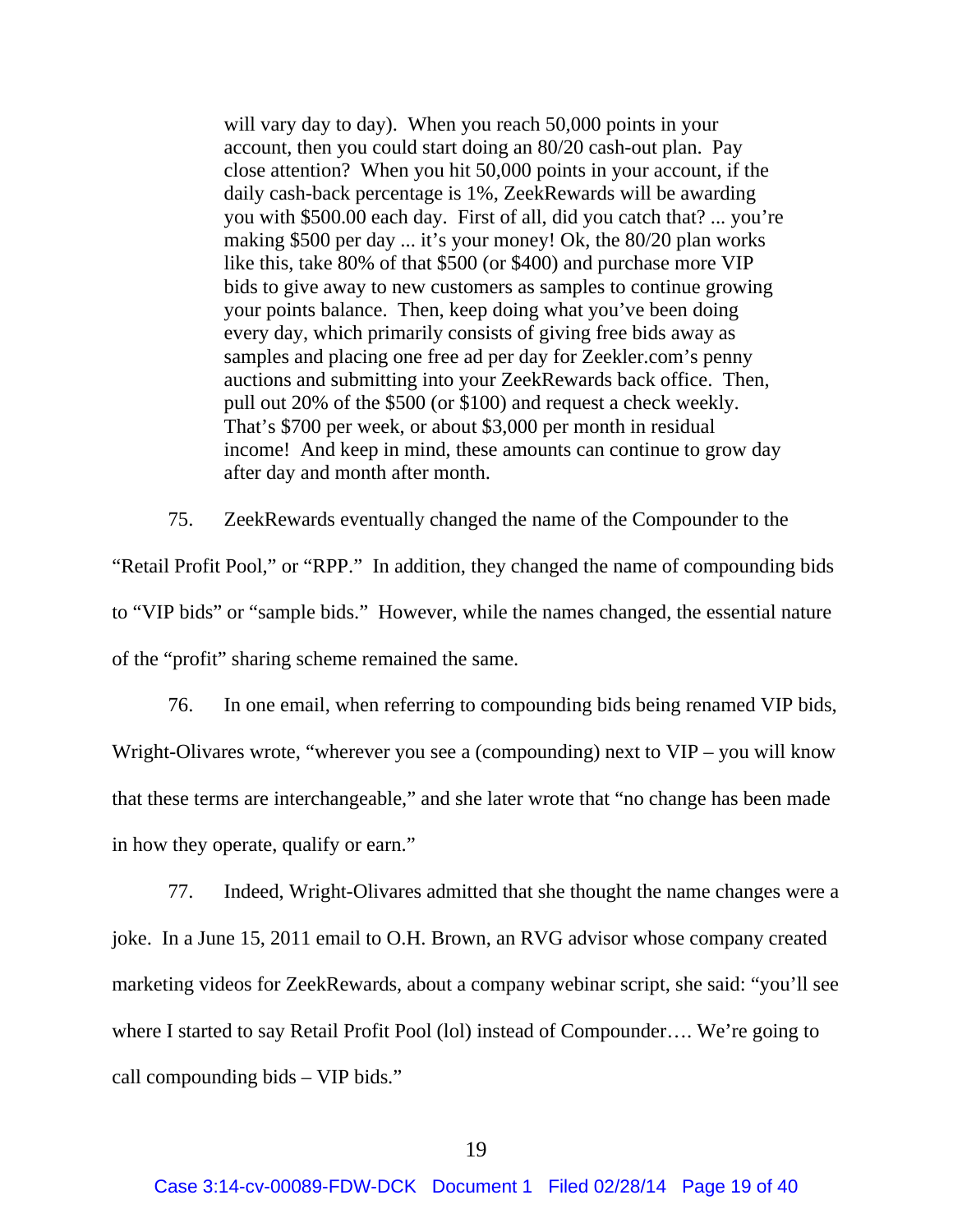> will vary day to day). When you reach 50,000 points in your account, then you could start doing an 80/20 cash-out plan. Pay close attention? When you hit 50,000 points in your account, if the daily cash-back percentage is 1%, ZeekRewards will be awarding you with $500.00 each day. First of all, did you catch that? ... you're making $500 per day ... it's your money! Ok, the 80/20 plan works like this, take 80% of that $500 (or $400) and purchase more VIP bids to give away to new customers as samples to continue growing your points balance. Then, keep doing what you've been doing every day, which primarily consists of giving free bids away as samples and placing one free ad per day for Zeekler.com's penny auctions and submitting into your ZeekRewards back office. Then, pull out 20% of the $500 (or $100) and request a check weekly. That's $700 per week, or about $3,000 per month in residual income! And keep in mind, these amounts can continue to grow day after day and month after month.

75. ZeekRewards eventually changed the name of the Compounder to the "Retail Profit Pool," or "RPP." In addition, they changed the name of compounding bids to "VIP bids" or "sample bids." However, while the names changed, the essential nature of the "profit" sharing scheme remained the same.

76. In one email, when referring to compounding bids being renamed VIP bids, Wright-Olivares wrote, "wherever you see a (compounding) next to VIP – you will know that these terms are interchangeable," and she later wrote that "no change has been made in how they operate, qualify or earn."

77. Indeed, Wright-Olivares admitted that she thought the name changes were a joke. In a June 15, 2011 email to O.H. Brown, an RVG advisor whose company created marketing videos for ZeekRewards, about a company webinar script, she said: "you'll see where I started to say Retail Profit Pool (lol) instead of Compounder…. We're going to call compounding bids – VIP bids."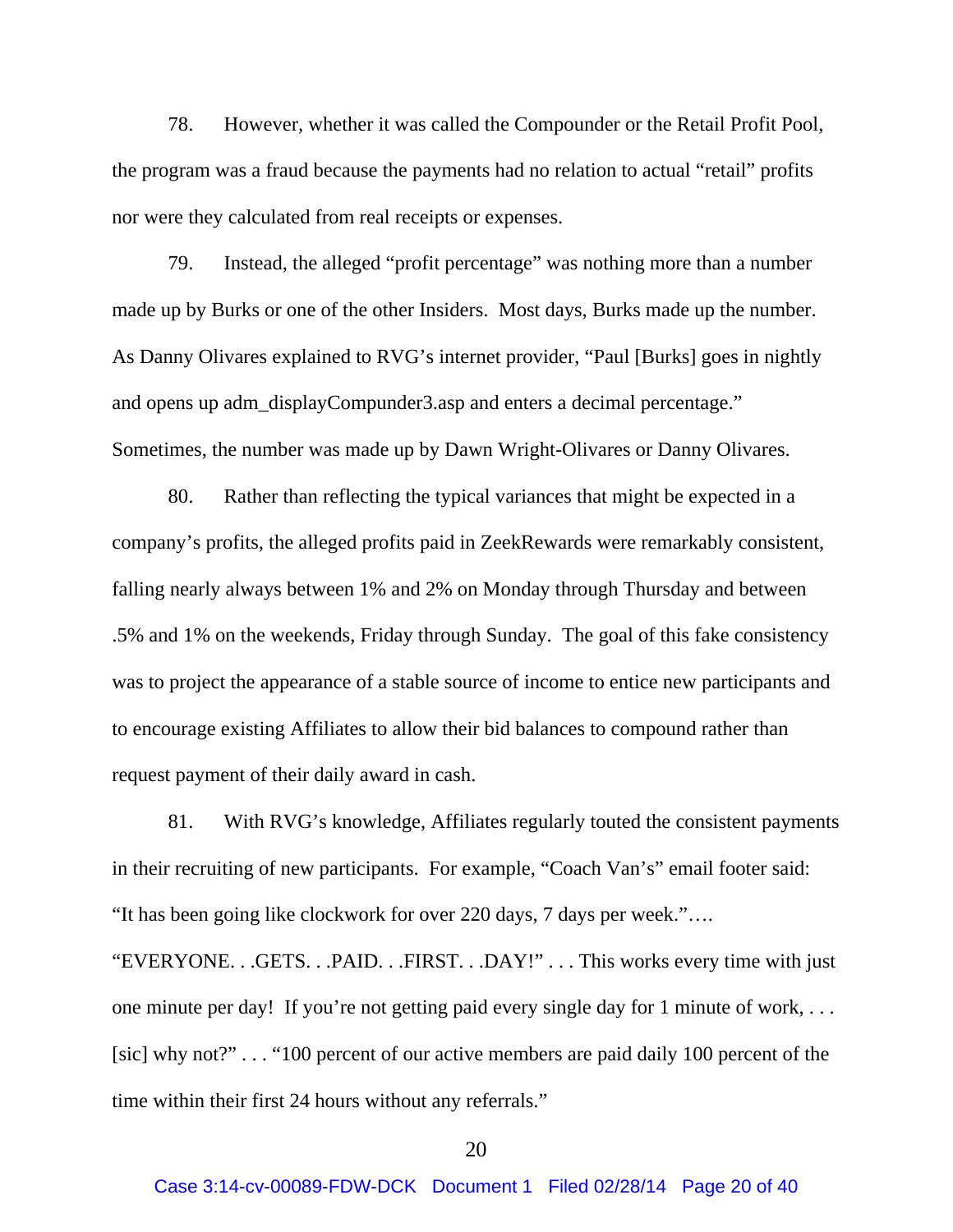78. However, whether it was called the Compounder or the Retail Profit Pool, the program was a fraud because the payments had no relation to actual "retail" profits nor were they calculated from real receipts or expenses.

79. Instead, the alleged "profit percentage" was nothing more than a number made up by Burks or one of the other Insiders. Most days, Burks made up the number. As Danny Olivares explained to RVG's internet provider, "Paul [Burks] goes in nightly and opens up adm_displayCompunder3.asp and enters a decimal percentage." Sometimes, the number was made up by Dawn Wright-Olivares or Danny Olivares.

80. Rather than reflecting the typical variances that might be expected in a company's profits, the alleged profits paid in ZeekRewards were remarkably consistent, falling nearly always between 1% and 2% on Monday through Thursday and between .5% and 1% on the weekends, Friday through Sunday. The goal of this fake consistency was to project the appearance of a stable source of income to entice new participants and to encourage existing Affiliates to allow their bid balances to compound rather than request payment of their daily award in cash.

81. With RVG's knowledge, Affiliates regularly touted the consistent payments in their recruiting of new participants. For example, "Coach Van's" email footer said: "It has been going like clockwork for over 220 days, 7 days per week."…. "EVERYONE. . .GETS. . .PAID. . .FIRST. . .DAY!" . . . This works every time with just one minute per day! If you're not getting paid every single day for 1 minute of work, . . . [sic] why not?" . . . "100 percent of our active members are paid daily 100 percent of the time within their first 24 hours without any referrals."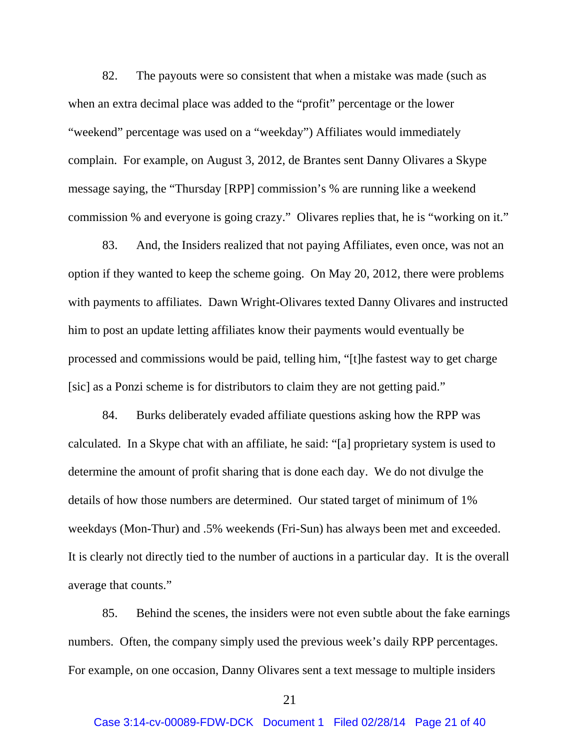82. The payouts were so consistent that when a mistake was made (such as when an extra decimal place was added to the "profit" percentage or the lower "weekend" percentage was used on a "weekday") Affiliates would immediately complain. For example, on August 3, 2012, de Brantes sent Danny Olivares a Skype message saying, the "Thursday [RPP] commission's % are running like a weekend commission % and everyone is going crazy." Olivares replies that, he is "working on it."

83. And, the Insiders realized that not paying Affiliates, even once, was not an option if they wanted to keep the scheme going. On May 20, 2012, there were problems with payments to affiliates. Dawn Wright-Olivares texted Danny Olivares and instructed him to post an update letting affiliates know their payments would eventually be processed and commissions would be paid, telling him, "[t]he fastest way to get charge [sic] as a Ponzi scheme is for distributors to claim they are not getting paid."

84. Burks deliberately evaded affiliate questions asking how the RPP was calculated. In a Skype chat with an affiliate, he said: "[a] proprietary system is used to determine the amount of profit sharing that is done each day. We do not divulge the details of how those numbers are determined. Our stated target of minimum of 1% weekdays (Mon-Thur) and .5% weekends (Fri-Sun) has always been met and exceeded. It is clearly not directly tied to the number of auctions in a particular day. It is the overall average that counts."

85. Behind the scenes, the insiders were not even subtle about the fake earnings numbers. Often, the company simply used the previous week's daily RPP percentages. For example, on one occasion, Danny Olivares sent a text message to multiple insiders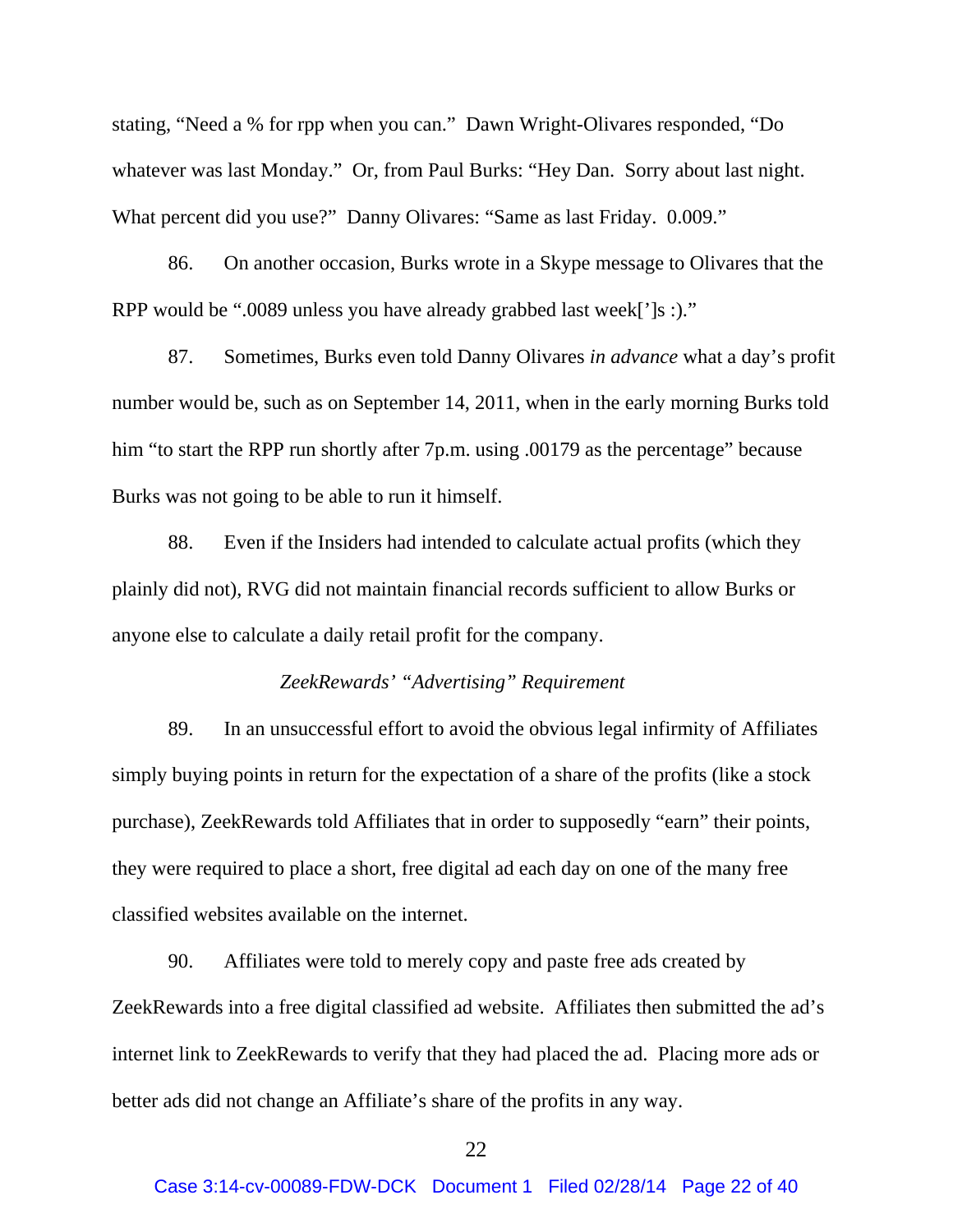stating, "Need a % for rpp when you can." Dawn Wright-Olivares responded, "Do whatever was last Monday." Or, from Paul Burks: "Hey Dan. Sorry about last night. What percent did you use?" Danny Olivares: "Same as last Friday. 0.009."

86. On another occasion, Burks wrote in a Skype message to Olivares that the RPP would be ".0089 unless you have already grabbed last week[']s :)."

87. Sometimes, Burks even told Danny Olivares *in advance* what a day's profit number would be, such as on September 14, 2011, when in the early morning Burks told him "to start the RPP run shortly after 7p.m. using .00179 as the percentage" because Burks was not going to be able to run it himself.

88. Even if the Insiders had intended to calculate actual profits (which they plainly did not), RVG did not maintain financial records sufficient to allow Burks or anyone else to calculate a daily retail profit for the company.

*ZeekRewards' "Advertising" Requirement*

89. In an unsuccessful effort to avoid the obvious legal infirmity of Affiliates simply buying points in return for the expectation of a share of the profits (like a stock purchase), ZeekRewards told Affiliates that in order to supposedly "earn" their points, they were required to place a short, free digital ad each day on one of the many free classified websites available on the internet.

90. Affiliates were told to merely copy and paste free ads created by ZeekRewards into a free digital classified ad website. Affiliates then submitted the ad's internet link to ZeekRewards to verify that they had placed the ad. Placing more ads or better ads did not change an Affiliate's share of the profits in any way.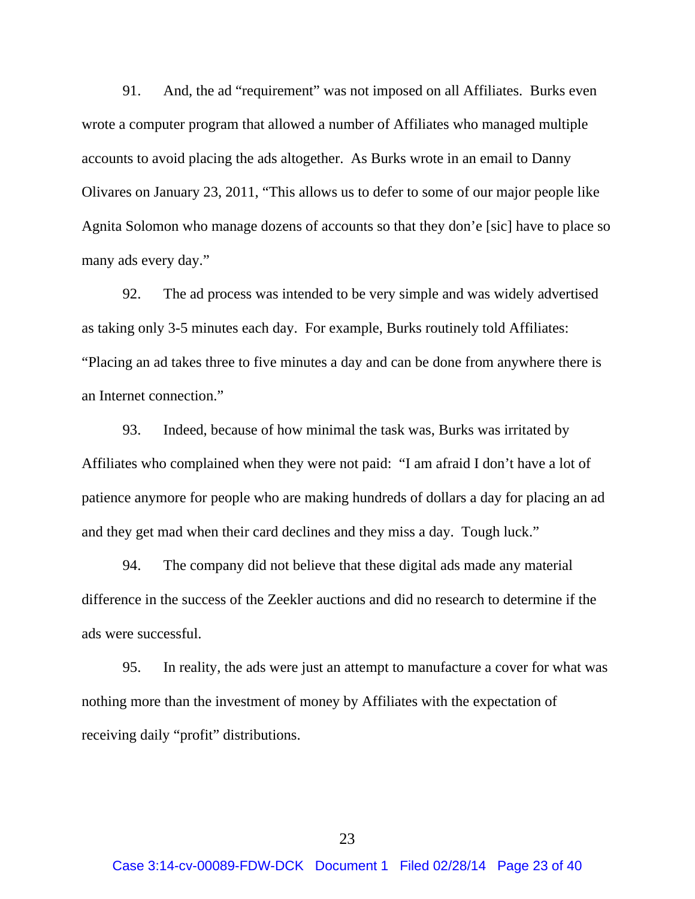91. And, the ad "requirement" was not imposed on all Affiliates. Burks even wrote a computer program that allowed a number of Affiliates who managed multiple accounts to avoid placing the ads altogether. As Burks wrote in an email to Danny Olivares on January 23, 2011, "This allows us to defer to some of our major people like Agnita Solomon who manage dozens of accounts so that they don'e [sic] have to place so many ads every day."

92. The ad process was intended to be very simple and was widely advertised as taking only 3-5 minutes each day. For example, Burks routinely told Affiliates: "Placing an ad takes three to five minutes a day and can be done from anywhere there is an Internet connection."

93. Indeed, because of how minimal the task was, Burks was irritated by Affiliates who complained when they were not paid: "I am afraid I don't have a lot of patience anymore for people who are making hundreds of dollars a day for placing an ad and they get mad when their card declines and they miss a day. Tough luck."

94. The company did not believe that these digital ads made any material difference in the success of the Zeekler auctions and did no research to determine if the ads were successful.

95. In reality, the ads were just an attempt to manufacture a cover for what was nothing more than the investment of money by Affiliates with the expectation of receiving daily "profit" distributions.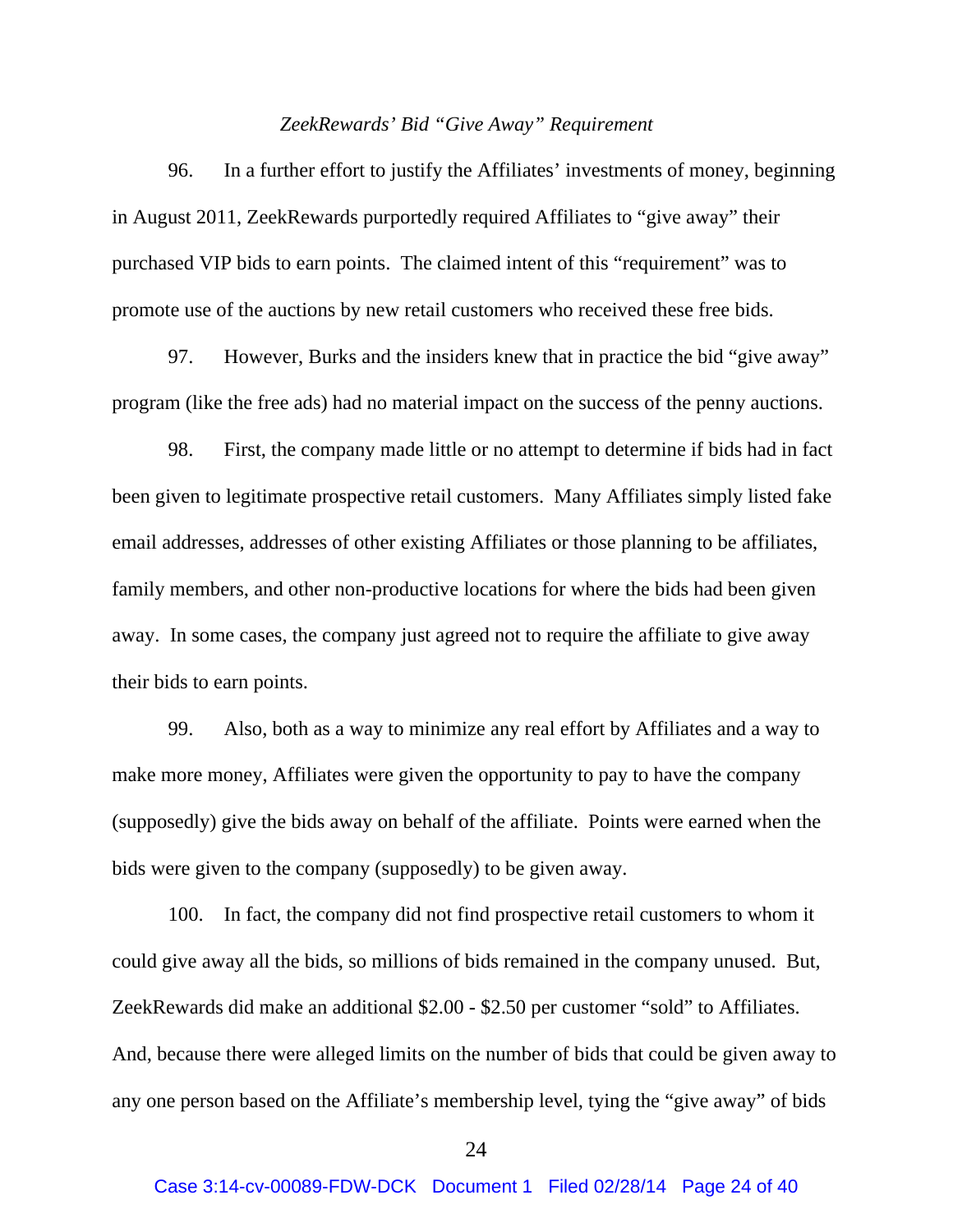*ZeekRewards' Bid "Give Away" Requirement*

96. In a further effort to justify the Affiliates' investments of money, beginning in August 2011, ZeekRewards purportedly required Affiliates to "give away" their purchased VIP bids to earn points. The claimed intent of this "requirement" was to promote use of the auctions by new retail customers who received these free bids.

97. However, Burks and the insiders knew that in practice the bid "give away" program (like the free ads) had no material impact on the success of the penny auctions.

98. First, the company made little or no attempt to determine if bids had in fact been given to legitimate prospective retail customers. Many Affiliates simply listed fake email addresses, addresses of other existing Affiliates or those planning to be affiliates, family members, and other non-productive locations for where the bids had been given away. In some cases, the company just agreed not to require the affiliate to give away their bids to earn points.

99. Also, both as a way to minimize any real effort by Affiliates and a way to make more money, Affiliates were given the opportunity to pay to have the company (supposedly) give the bids away on behalf of the affiliate. Points were earned when the bids were given to the company (supposedly) to be given away.

100. In fact, the company did not find prospective retail customers to whom it could give away all the bids, so millions of bids remained in the company unused. But, ZeekRewards did make an additional $2.00 - $2.50 per customer "sold" to Affiliates. And, because there were alleged limits on the number of bids that could be given away to any one person based on the Affiliate's membership level, tying the "give away" of bids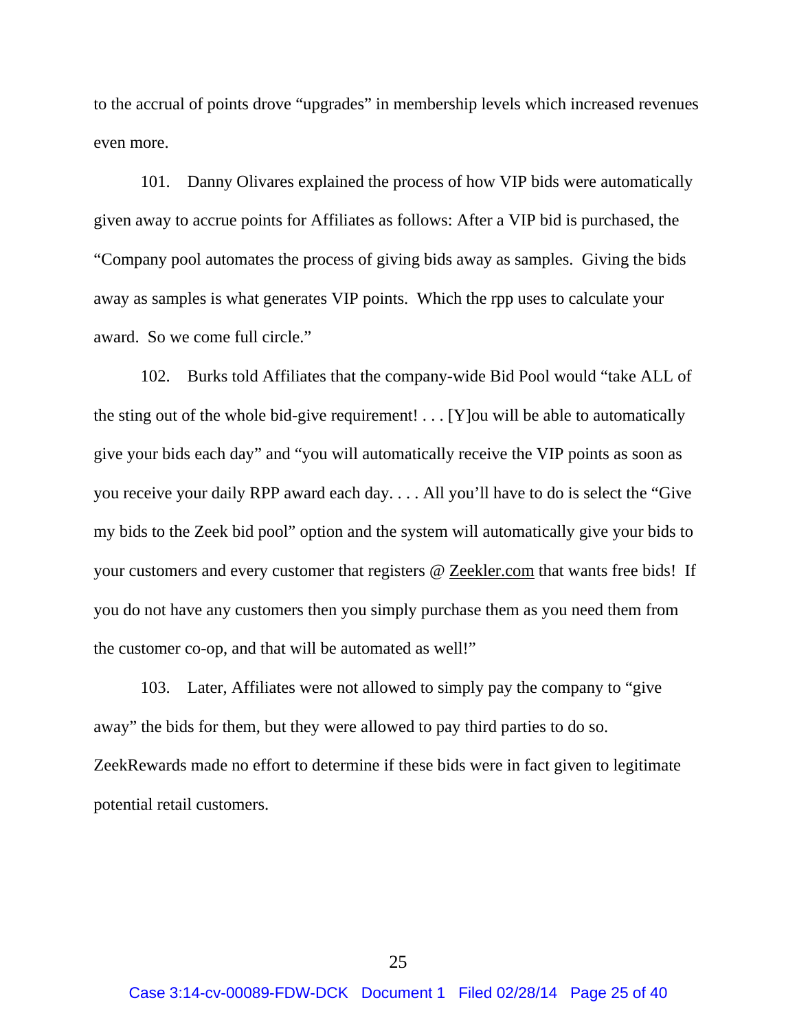to the accrual of points drove "upgrades" in membership levels which increased revenues even more.

101. Danny Olivares explained the process of how VIP bids were automatically given away to accrue points for Affiliates as follows: After a VIP bid is purchased, the "Company pool automates the process of giving bids away as samples. Giving the bids away as samples is what generates VIP points. Which the rpp uses to calculate your award. So we come full circle."

102. Burks told Affiliates that the company-wide Bid Pool would "take ALL of the sting out of the whole bid-give requirement! . . . [Y]ou will be able to automatically give your bids each day" and "you will automatically receive the VIP points as soon as you receive your daily RPP award each day. . . . All you'll have to do is select the "Give my bids to the Zeek bid pool" option and the system will automatically give your bids to your customers and every customer that registers @ Zeekler.com that wants free bids! If you do not have any customers then you simply purchase them as you need them from the customer co-op, and that will be automated as well!"

103. Later, Affiliates were not allowed to simply pay the company to "give away" the bids for them, but they were allowed to pay third parties to do so. ZeekRewards made no effort to determine if these bids were in fact given to legitimate potential retail customers.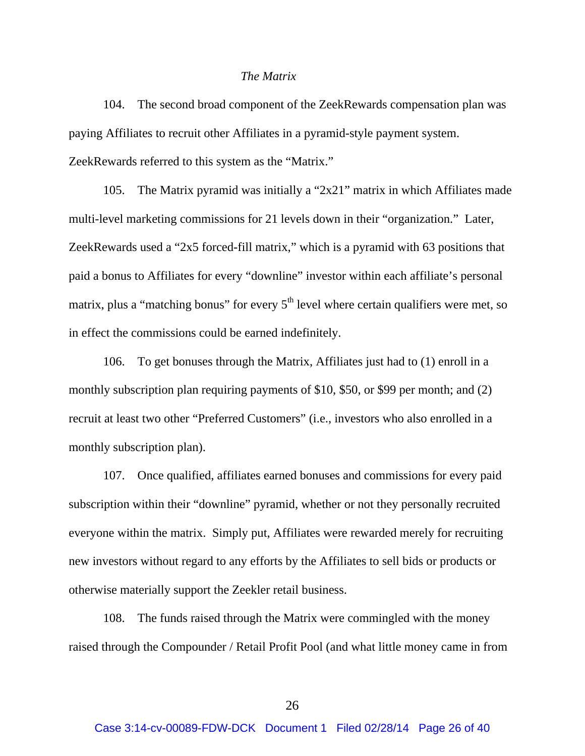*The Matrix*

104. The second broad component of the ZeekRewards compensation plan was paying Affiliates to recruit other Affiliates in a pyramid-style payment system. ZeekRewards referred to this system as the "Matrix."

105. The Matrix pyramid was initially a "2x21" matrix in which Affiliates made multi-level marketing commissions for 21 levels down in their "organization." Later, ZeekRewards used a "2x5 forced-fill matrix," which is a pyramid with 63 positions that paid a bonus to Affiliates for every "downline" investor within each affiliate's personal matrix, plus a "matching bonus" for every 5th level where certain qualifiers were met, so in effect the commissions could be earned indefinitely.

106. To get bonuses through the Matrix, Affiliates just had to (1) enroll in a monthly subscription plan requiring payments of $10, $50, or $99 per month; and (2) recruit at least two other "Preferred Customers" (i.e., investors who also enrolled in a monthly subscription plan).

107. Once qualified, affiliates earned bonuses and commissions for every paid subscription within their "downline" pyramid, whether or not they personally recruited everyone within the matrix. Simply put, Affiliates were rewarded merely for recruiting new investors without regard to any efforts by the Affiliates to sell bids or products or otherwise materially support the Zeekler retail business.

108. The funds raised through the Matrix were commingled with the money raised through the Compounder / Retail Profit Pool (and what little money came in from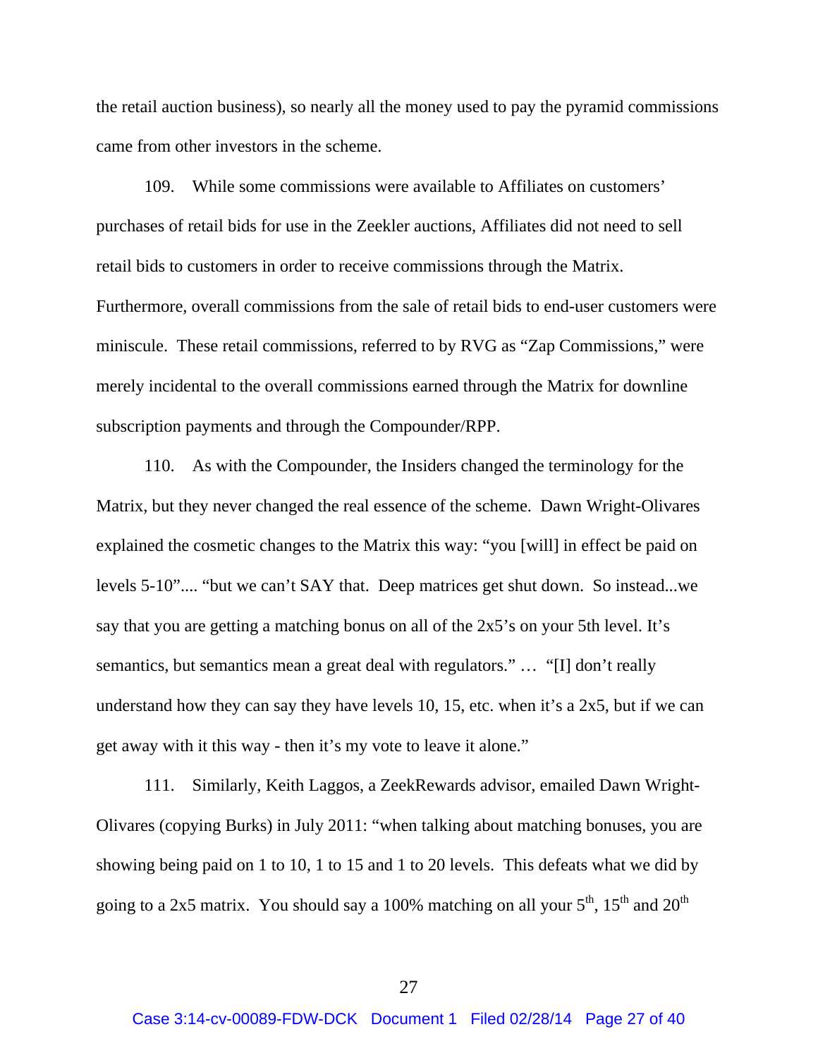the retail auction business), so nearly all the money used to pay the pyramid commissions came from other investors in the scheme.

109. While some commissions were available to Affiliates on customers' purchases of retail bids for use in the Zeekler auctions, Affiliates did not need to sell retail bids to customers in order to receive commissions through the Matrix. Furthermore, overall commissions from the sale of retail bids to end-user customers were miniscule. These retail commissions, referred to by RVG as "Zap Commissions," were merely incidental to the overall commissions earned through the Matrix for downline subscription payments and through the Compounder/RPP.

110. As with the Compounder, the Insiders changed the terminology for the Matrix, but they never changed the real essence of the scheme. Dawn Wright-Olivares explained the cosmetic changes to the Matrix this way: "you [will] in effect be paid on levels 5-10".... "but we can't SAY that. Deep matrices get shut down. So instead...we say that you are getting a matching bonus on all of the 2x5's on your 5th level. It's semantics, but semantics mean a great deal with regulators." … "[I] don't really understand how they can say they have levels 10, 15, etc. when it's a 2x5, but if we can get away with it this way - then it's my vote to leave it alone."

111. Similarly, Keith Laggos, a ZeekRewards advisor, emailed Dawn Wright-Olivares (copying Burks) in July 2011: "when talking about matching bonuses, you are showing being paid on 1 to 10, 1 to 15 and 1 to 20 levels. This defeats what we did by going to a 2x5 matrix. You should say a 100% matching on all your 5th, 15th and 20th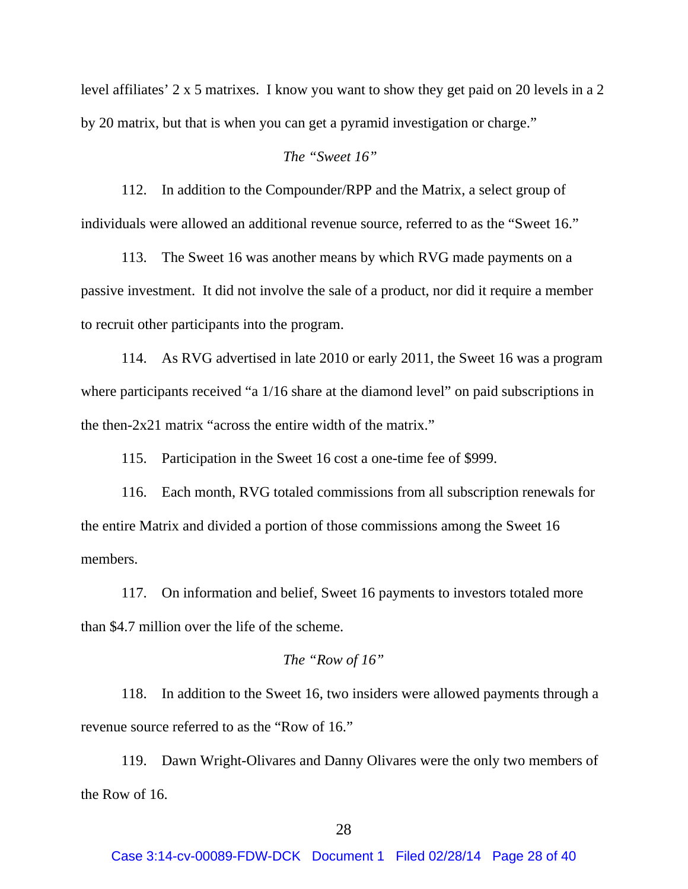level affiliates' 2 x 5 matrixes. I know you want to show they get paid on 20 levels in a 2 by 20 matrix, but that is when you can get a pyramid investigation or charge."

*The "Sweet 16"*

112. In addition to the Compounder/RPP and the Matrix, a select group of individuals were allowed an additional revenue source, referred to as the "Sweet 16."

113. The Sweet 16 was another means by which RVG made payments on a passive investment. It did not involve the sale of a product, nor did it require a member to recruit other participants into the program.

114. As RVG advertised in late 2010 or early 2011, the Sweet 16 was a program where participants received "a 1/16 share at the diamond level" on paid subscriptions in the then-2x21 matrix "across the entire width of the matrix."

115. Participation in the Sweet 16 cost a one-time fee of $999.

116. Each month, RVG totaled commissions from all subscription renewals for the entire Matrix and divided a portion of those commissions among the Sweet 16 members.

117. On information and belief, Sweet 16 payments to investors totaled more than $4.7 million over the life of the scheme.

*The "Row of 16"*

118. In addition to the Sweet 16, two insiders were allowed payments through a revenue source referred to as the "Row of 16."

119. Dawn Wright-Olivares and Danny Olivares were the only two members of the Row of 16.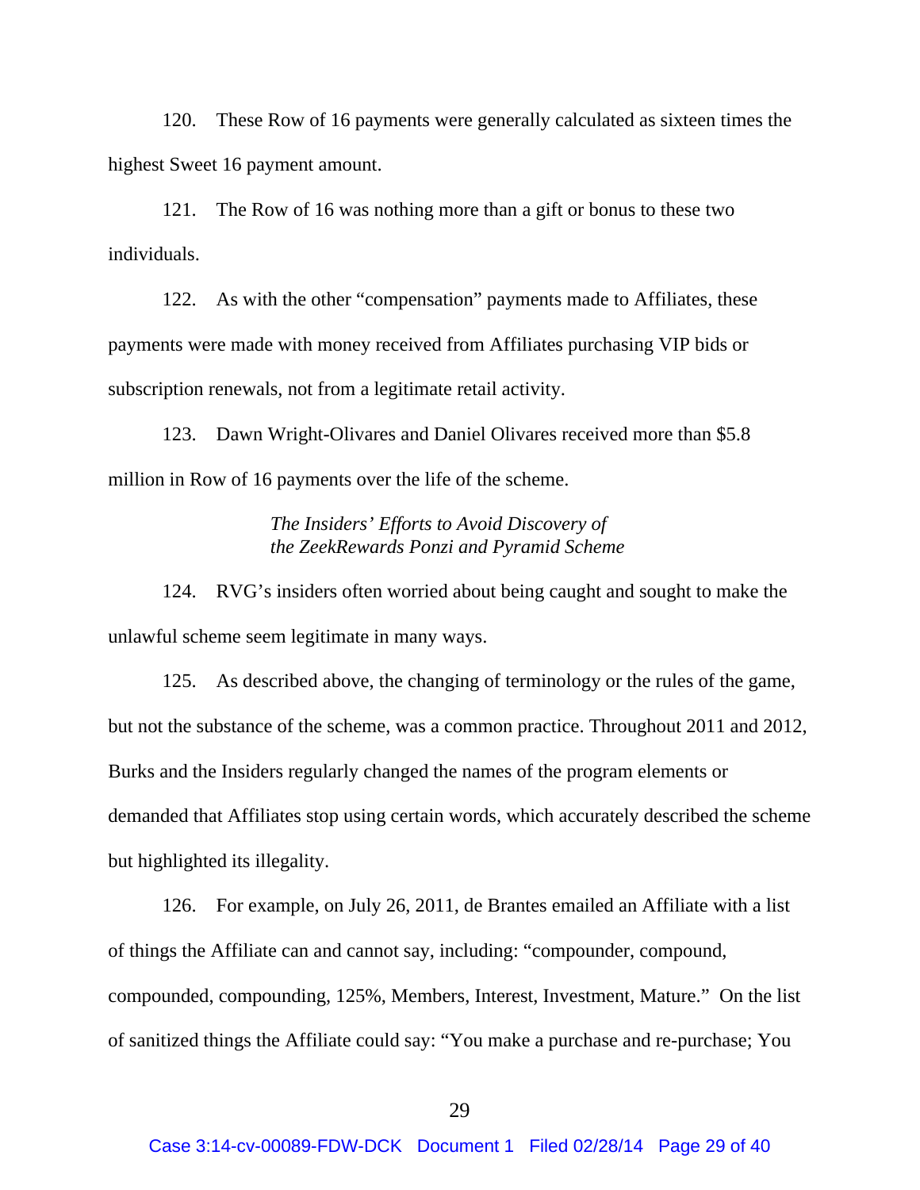120. These Row of 16 payments were generally calculated as sixteen times the highest Sweet 16 payment amount.

121. The Row of 16 was nothing more than a gift or bonus to these two individuals.

122. As with the other "compensation" payments made to Affiliates, these payments were made with money received from Affiliates purchasing VIP bids or subscription renewals, not from a legitimate retail activity.

123. Dawn Wright-Olivares and Daniel Olivares received more than $5.8 million in Row of 16 payments over the life of the scheme.

*The Insiders' Efforts to Avoid Discovery of the ZeekRewards Ponzi and Pyramid Scheme*

124. RVG's insiders often worried about being caught and sought to make the unlawful scheme seem legitimate in many ways.

125. As described above, the changing of terminology or the rules of the game, but not the substance of the scheme, was a common practice. Throughout 2011 and 2012, Burks and the Insiders regularly changed the names of the program elements or demanded that Affiliates stop using certain words, which accurately described the scheme but highlighted its illegality.

126. For example, on July 26, 2011, de Brantes emailed an Affiliate with a list of things the Affiliate can and cannot say, including: "compounder, compound, compounded, compounding, 125%, Members, Interest, Investment, Mature." On the list of sanitized things the Affiliate could say: "You make a purchase and re-purchase; You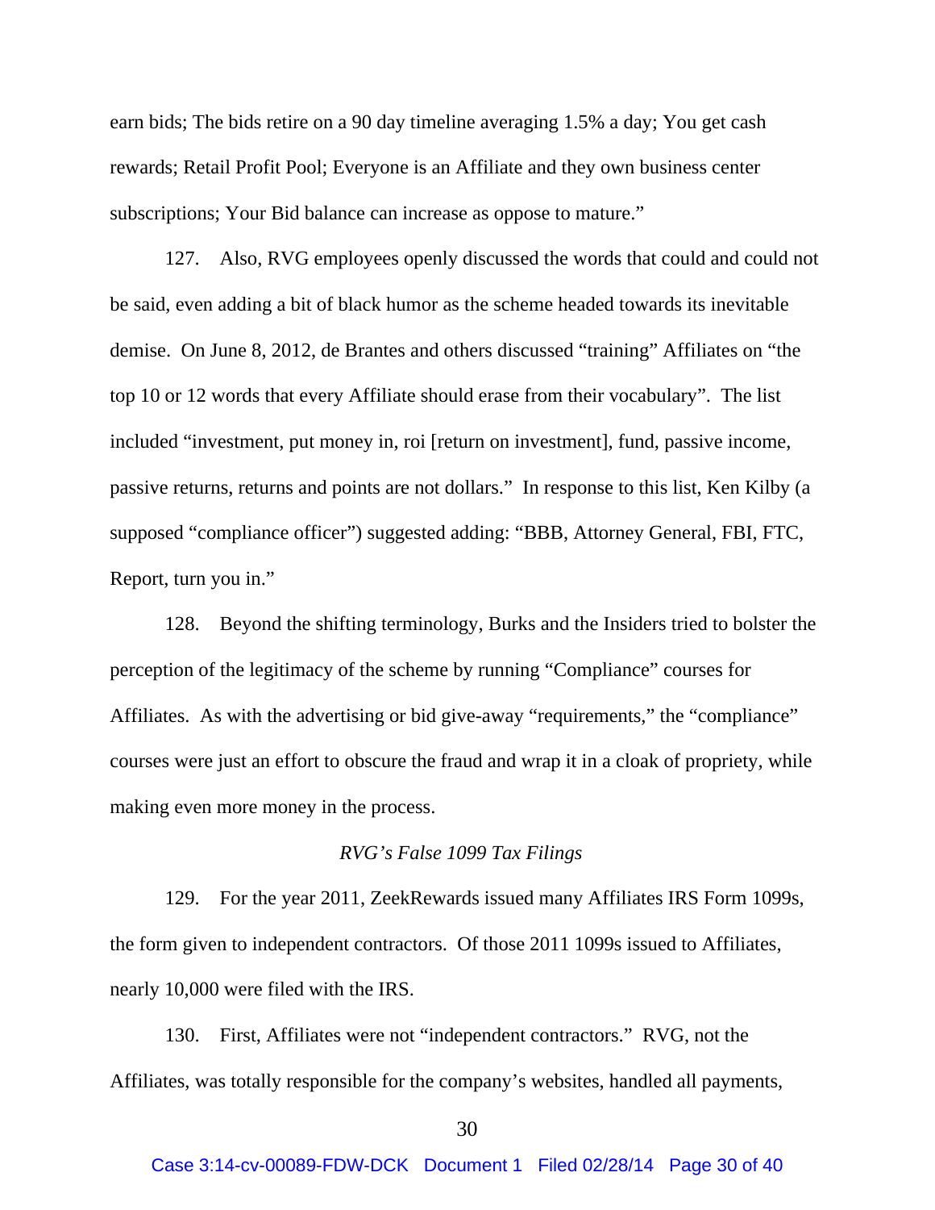earn bids; The bids retire on a 90 day timeline averaging 1.5% a day; You get cash rewards; Retail Profit Pool; Everyone is an Affiliate and they own business center subscriptions; Your Bid balance can increase as oppose to mature."

127. Also, RVG employees openly discussed the words that could and could not be said, even adding a bit of black humor as the scheme headed towards its inevitable demise. On June 8, 2012, de Brantes and others discussed "training" Affiliates on "the top 10 or 12 words that every Affiliate should erase from their vocabulary". The list included "investment, put money in, roi [return on investment], fund, passive income, passive returns, returns and points are not dollars." In response to this list, Ken Kilby (a supposed "compliance officer") suggested adding: "BBB, Attorney General, FBI, FTC, Report, turn you in."

128. Beyond the shifting terminology, Burks and the Insiders tried to bolster the perception of the legitimacy of the scheme by running "Compliance" courses for Affiliates. As with the advertising or bid give-away "requirements," the "compliance" courses were just an effort to obscure the fraud and wrap it in a cloak of propriety, while making even more money in the process.

*RVG's False 1099 Tax Filings*

129. For the year 2011, ZeekRewards issued many Affiliates IRS Form 1099s, the form given to independent contractors. Of those 2011 1099s issued to Affiliates, nearly 10,000 were filed with the IRS.

130. First, Affiliates were not "independent contractors." RVG, not the Affiliates, was totally responsible for the company's websites, handled all payments,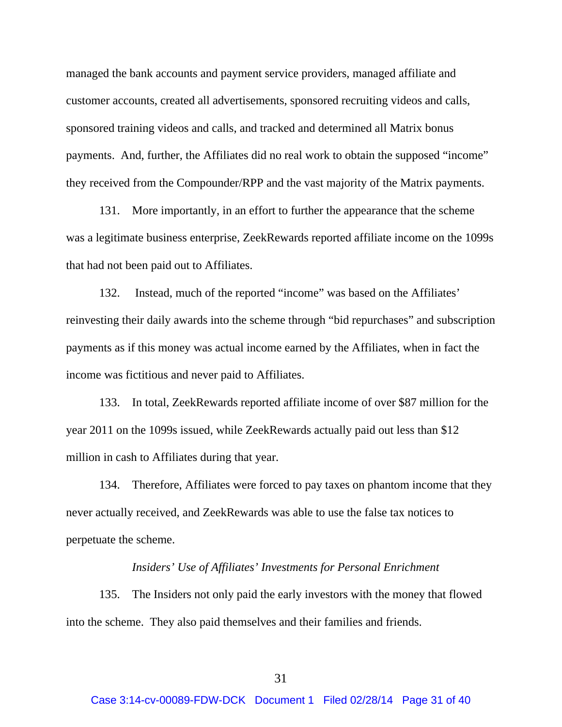managed the bank accounts and payment service providers, managed affiliate and customer accounts, created all advertisements, sponsored recruiting videos and calls, sponsored training videos and calls, and tracked and determined all Matrix bonus payments. And, further, the Affiliates did no real work to obtain the supposed "income" they received from the Compounder/RPP and the vast majority of the Matrix payments.

131. More importantly, in an effort to further the appearance that the scheme was a legitimate business enterprise, ZeekRewards reported affiliate income on the 1099s that had not been paid out to Affiliates.

132. Instead, much of the reported "income" was based on the Affiliates' reinvesting their daily awards into the scheme through "bid repurchases" and subscription payments as if this money was actual income earned by the Affiliates, when in fact the income was fictitious and never paid to Affiliates.

133. In total, ZeekRewards reported affiliate income of over $87 million for the year 2011 on the 1099s issued, while ZeekRewards actually paid out less than $12 million in cash to Affiliates during that year.

134. Therefore, Affiliates were forced to pay taxes on phantom income that they never actually received, and ZeekRewards was able to use the false tax notices to perpetuate the scheme.

*Insiders' Use of Affiliates' Investments for Personal Enrichment*

135. The Insiders not only paid the early investors with the money that flowed into the scheme. They also paid themselves and their families and friends.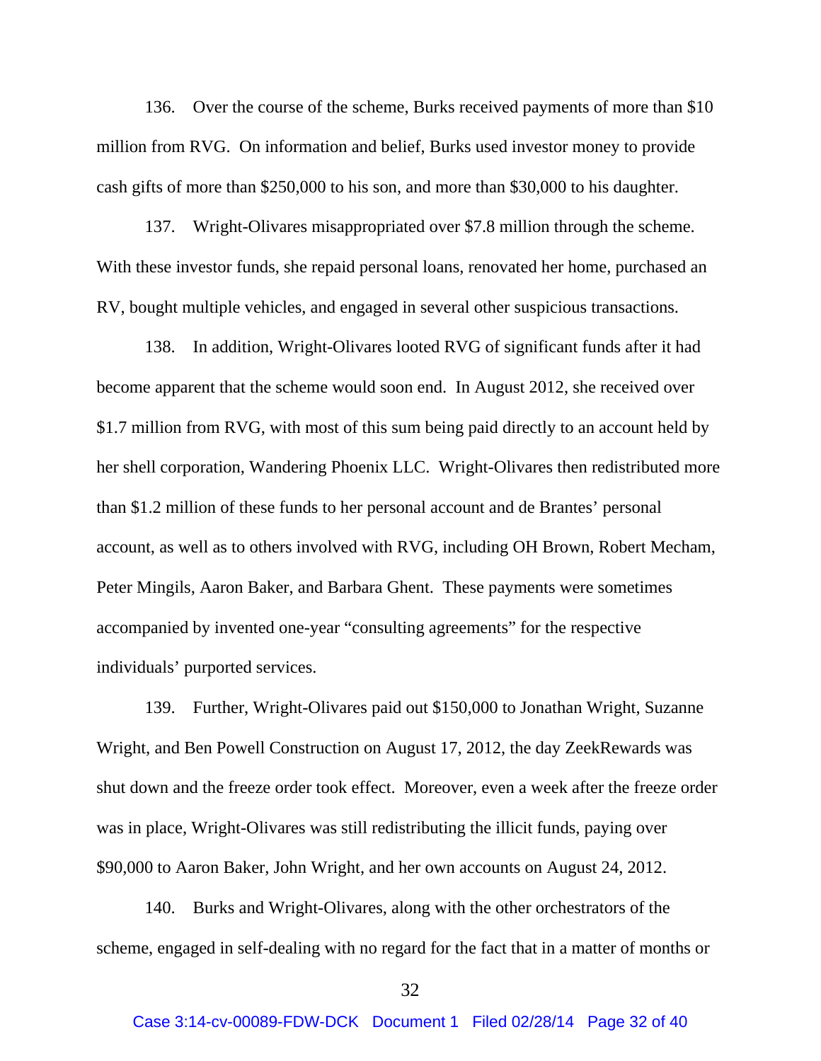136. Over the course of the scheme, Burks received payments of more than $10 million from RVG. On information and belief, Burks used investor money to provide cash gifts of more than $250,000 to his son, and more than $30,000 to his daughter.

137. Wright-Olivares misappropriated over $7.8 million through the scheme. With these investor funds, she repaid personal loans, renovated her home, purchased an RV, bought multiple vehicles, and engaged in several other suspicious transactions.

138. In addition, Wright-Olivares looted RVG of significant funds after it had become apparent that the scheme would soon end. In August 2012, she received over $1.7 million from RVG, with most of this sum being paid directly to an account held by her shell corporation, Wandering Phoenix LLC. Wright-Olivares then redistributed more than $1.2 million of these funds to her personal account and de Brantes' personal account, as well as to others involved with RVG, including OH Brown, Robert Mecham, Peter Mingils, Aaron Baker, and Barbara Ghent. These payments were sometimes accompanied by invented one-year "consulting agreements" for the respective individuals' purported services.

139. Further, Wright-Olivares paid out $150,000 to Jonathan Wright, Suzanne Wright, and Ben Powell Construction on August 17, 2012, the day ZeekRewards was shut down and the freeze order took effect. Moreover, even a week after the freeze order was in place, Wright-Olivares was still redistributing the illicit funds, paying over $90,000 to Aaron Baker, John Wright, and her own accounts on August 24, 2012.

140. Burks and Wright-Olivares, along with the other orchestrators of the scheme, engaged in self-dealing with no regard for the fact that in a matter of months or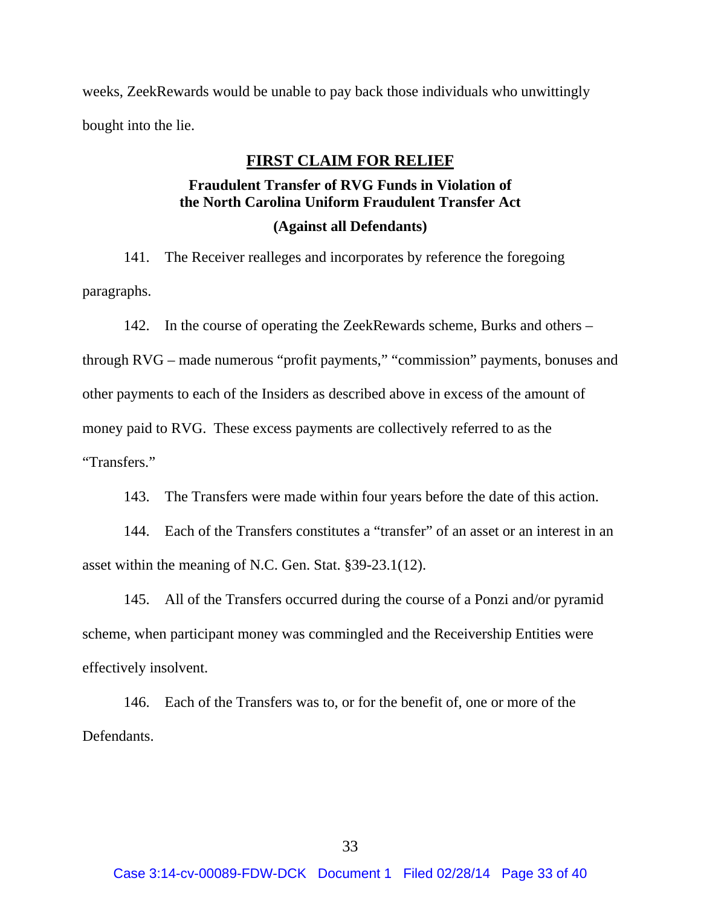weeks, ZeekRewards would be unable to pay back those individuals who unwittingly bought into the lie.

## FIRST CLAIM FOR RELIEF

### Fraudulent Transfer of RVG Funds in Violation of the North Carolina Uniform Fraudulent Transfer Act

### (Against all Defendants)

141. The Receiver realleges and incorporates by reference the foregoing paragraphs.

142. In the course of operating the ZeekRewards scheme, Burks and others – through RVG – made numerous "profit payments," "commission" payments, bonuses and other payments to each of the Insiders as described above in excess of the amount of money paid to RVG. These excess payments are collectively referred to as the "Transfers."

143. The Transfers were made within four years before the date of this action.

144. Each of the Transfers constitutes a "transfer" of an asset or an interest in an asset within the meaning of N.C. Gen. Stat. §39-23.1(12).

145. All of the Transfers occurred during the course of a Ponzi and/or pyramid scheme, when participant money was commingled and the Receivership Entities were effectively insolvent.

146. Each of the Transfers was to, or for the benefit of, one or more of the Defendants.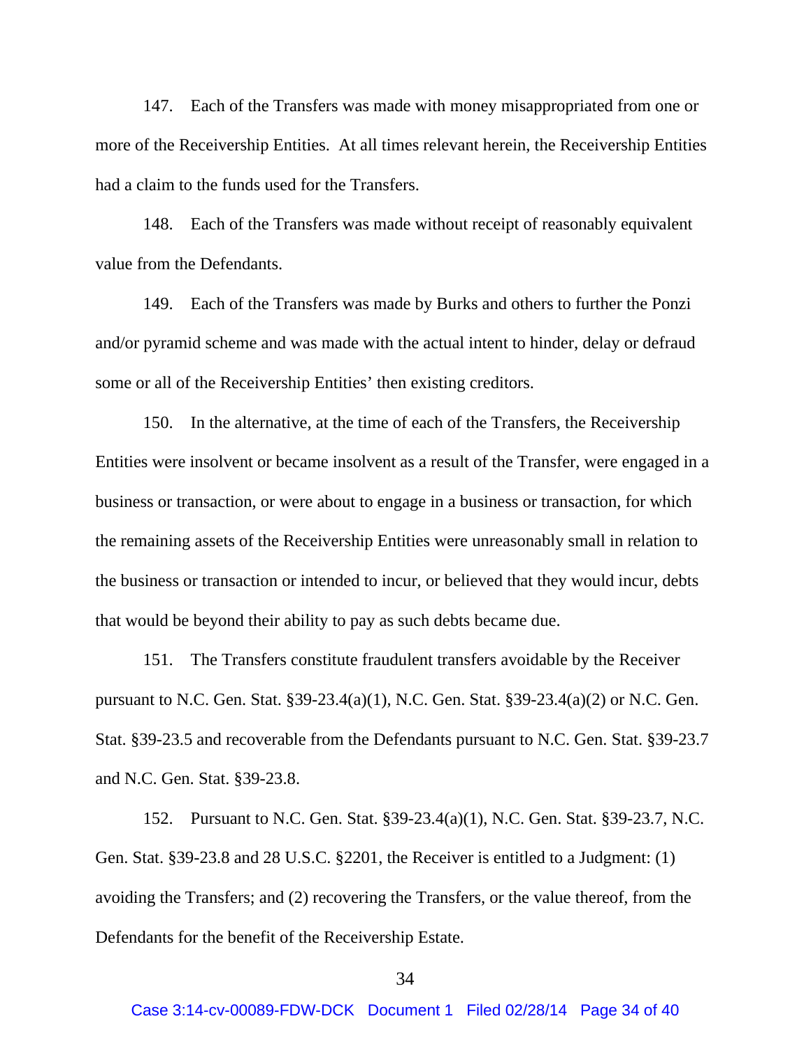147. Each of the Transfers was made with money misappropriated from one or more of the Receivership Entities. At all times relevant herein, the Receivership Entities had a claim to the funds used for the Transfers.

148. Each of the Transfers was made without receipt of reasonably equivalent value from the Defendants.

149. Each of the Transfers was made by Burks and others to further the Ponzi and/or pyramid scheme and was made with the actual intent to hinder, delay or defraud some or all of the Receivership Entities' then existing creditors.

150. In the alternative, at the time of each of the Transfers, the Receivership Entities were insolvent or became insolvent as a result of the Transfer, were engaged in a business or transaction, or were about to engage in a business or transaction, for which the remaining assets of the Receivership Entities were unreasonably small in relation to the business or transaction or intended to incur, or believed that they would incur, debts that would be beyond their ability to pay as such debts became due.

151. The Transfers constitute fraudulent transfers avoidable by the Receiver pursuant to N.C. Gen. Stat. §39-23.4(a)(1), N.C. Gen. Stat. §39-23.4(a)(2) or N.C. Gen. Stat. §39-23.5 and recoverable from the Defendants pursuant to N.C. Gen. Stat. §39-23.7 and N.C. Gen. Stat. §39-23.8.

152. Pursuant to N.C. Gen. Stat. §39-23.4(a)(1), N.C. Gen. Stat. §39-23.7, N.C. Gen. Stat. §39-23.8 and 28 U.S.C. §2201, the Receiver is entitled to a Judgment: (1) avoiding the Transfers; and (2) recovering the Transfers, or the value thereof, from the Defendants for the benefit of the Receivership Estate.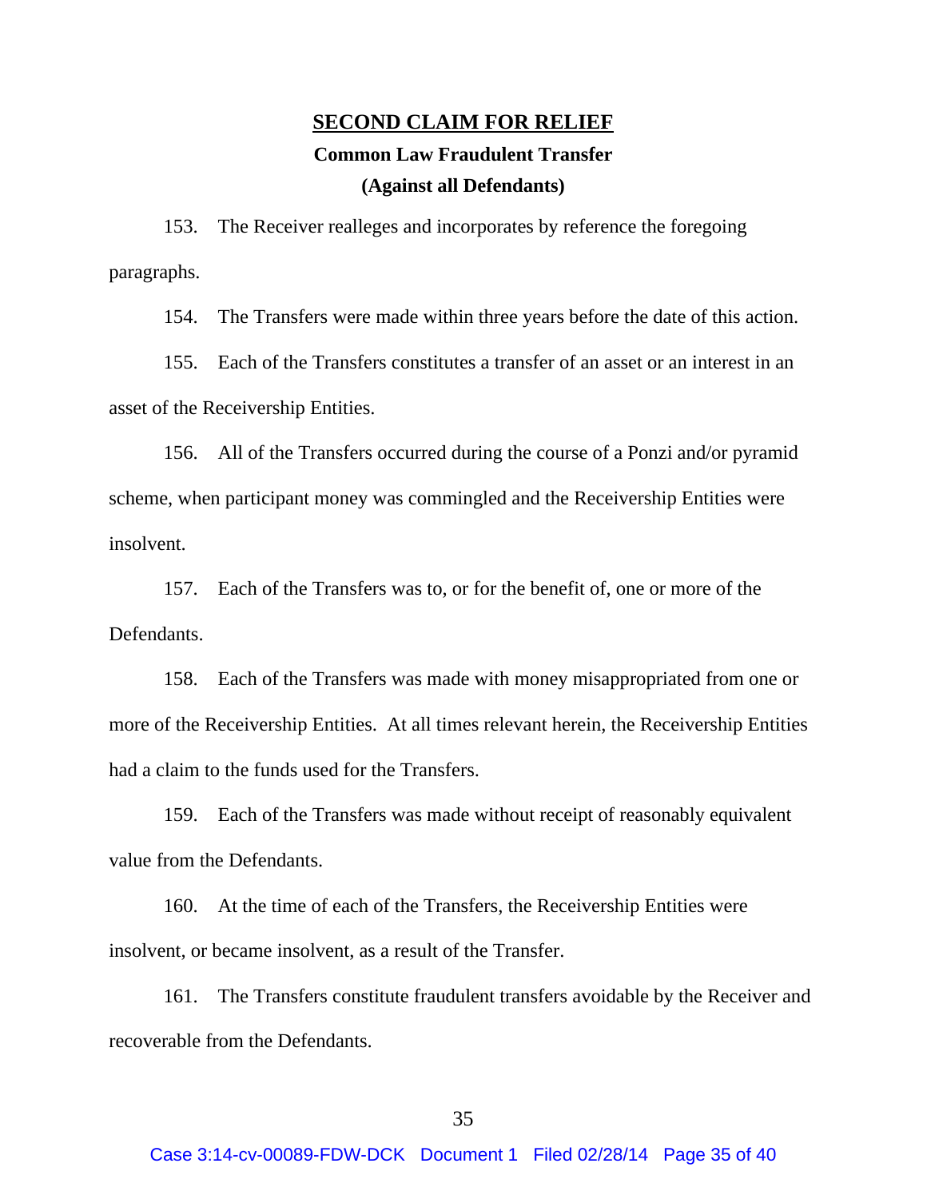## SECOND CLAIM FOR RELIEF

### Common Law Fraudulent Transfer

### (Against all Defendants)

153. The Receiver realleges and incorporates by reference the foregoing paragraphs.

154. The Transfers were made within three years before the date of this action.

155. Each of the Transfers constitutes a transfer of an asset or an interest in an asset of the Receivership Entities.

156. All of the Transfers occurred during the course of a Ponzi and/or pyramid scheme, when participant money was commingled and the Receivership Entities were insolvent.

157. Each of the Transfers was to, or for the benefit of, one or more of the Defendants.

158. Each of the Transfers was made with money misappropriated from one or more of the Receivership Entities. At all times relevant herein, the Receivership Entities had a claim to the funds used for the Transfers.

159. Each of the Transfers was made without receipt of reasonably equivalent value from the Defendants.

160. At the time of each of the Transfers, the Receivership Entities were insolvent, or became insolvent, as a result of the Transfer.

161. The Transfers constitute fraudulent transfers avoidable by the Receiver and recoverable from the Defendants.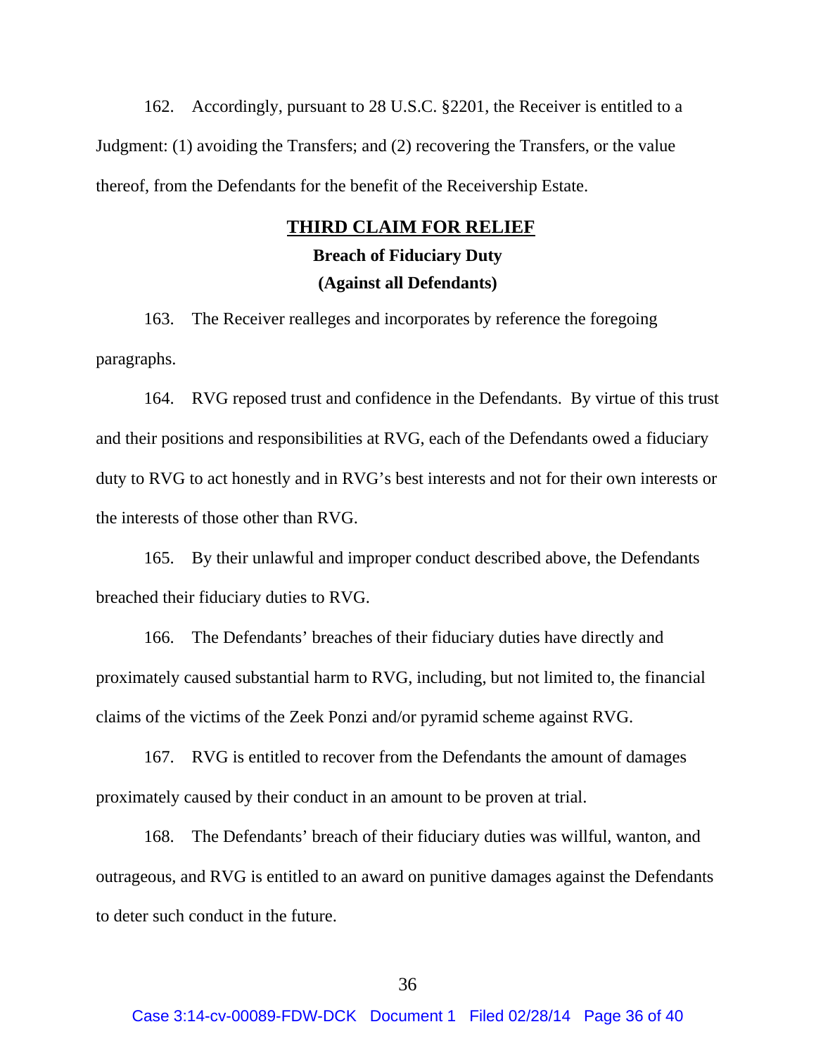162. Accordingly, pursuant to 28 U.S.C. §2201, the Receiver is entitled to a Judgment: (1) avoiding the Transfers; and (2) recovering the Transfers, or the value thereof, from the Defendants for the benefit of the Receivership Estate.

## THIRD CLAIM FOR RELIEF

### Breach of Fiduciary Duty
### (Against all Defendants)

163. The Receiver realleges and incorporates by reference the foregoing paragraphs.

164. RVG reposed trust and confidence in the Defendants. By virtue of this trust and their positions and responsibilities at RVG, each of the Defendants owed a fiduciary duty to RVG to act honestly and in RVG's best interests and not for their own interests or the interests of those other than RVG.

165. By their unlawful and improper conduct described above, the Defendants breached their fiduciary duties to RVG.

166. The Defendants' breaches of their fiduciary duties have directly and proximately caused substantial harm to RVG, including, but not limited to, the financial claims of the victims of the Zeek Ponzi and/or pyramid scheme against RVG.

167. RVG is entitled to recover from the Defendants the amount of damages proximately caused by their conduct in an amount to be proven at trial.

168. The Defendants' breach of their fiduciary duties was willful, wanton, and outrageous, and RVG is entitled to an award on punitive damages against the Defendants to deter such conduct in the future.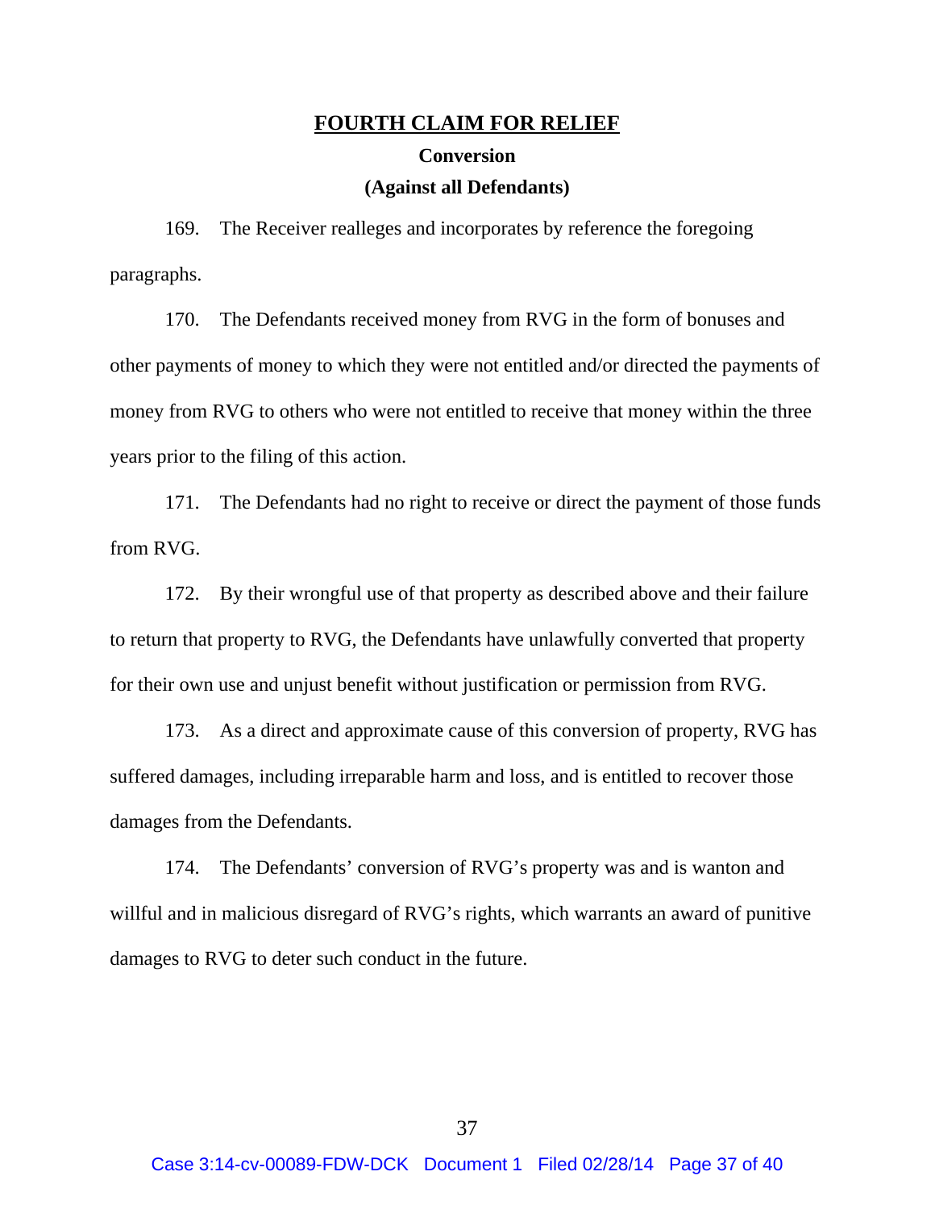## FOURTH CLAIM FOR RELIEF

**Conversion**

**(Against all Defendants)**

169. The Receiver realleges and incorporates by reference the foregoing paragraphs.

170. The Defendants received money from RVG in the form of bonuses and other payments of money to which they were not entitled and/or directed the payments of money from RVG to others who were not entitled to receive that money within the three years prior to the filing of this action.

171. The Defendants had no right to receive or direct the payment of those funds from RVG.

172. By their wrongful use of that property as described above and their failure to return that property to RVG, the Defendants have unlawfully converted that property for their own use and unjust benefit without justification or permission from RVG.

173. As a direct and approximate cause of this conversion of property, RVG has suffered damages, including irreparable harm and loss, and is entitled to recover those damages from the Defendants.

174. The Defendants' conversion of RVG's property was and is wanton and willful and in malicious disregard of RVG's rights, which warrants an award of punitive damages to RVG to deter such conduct in the future.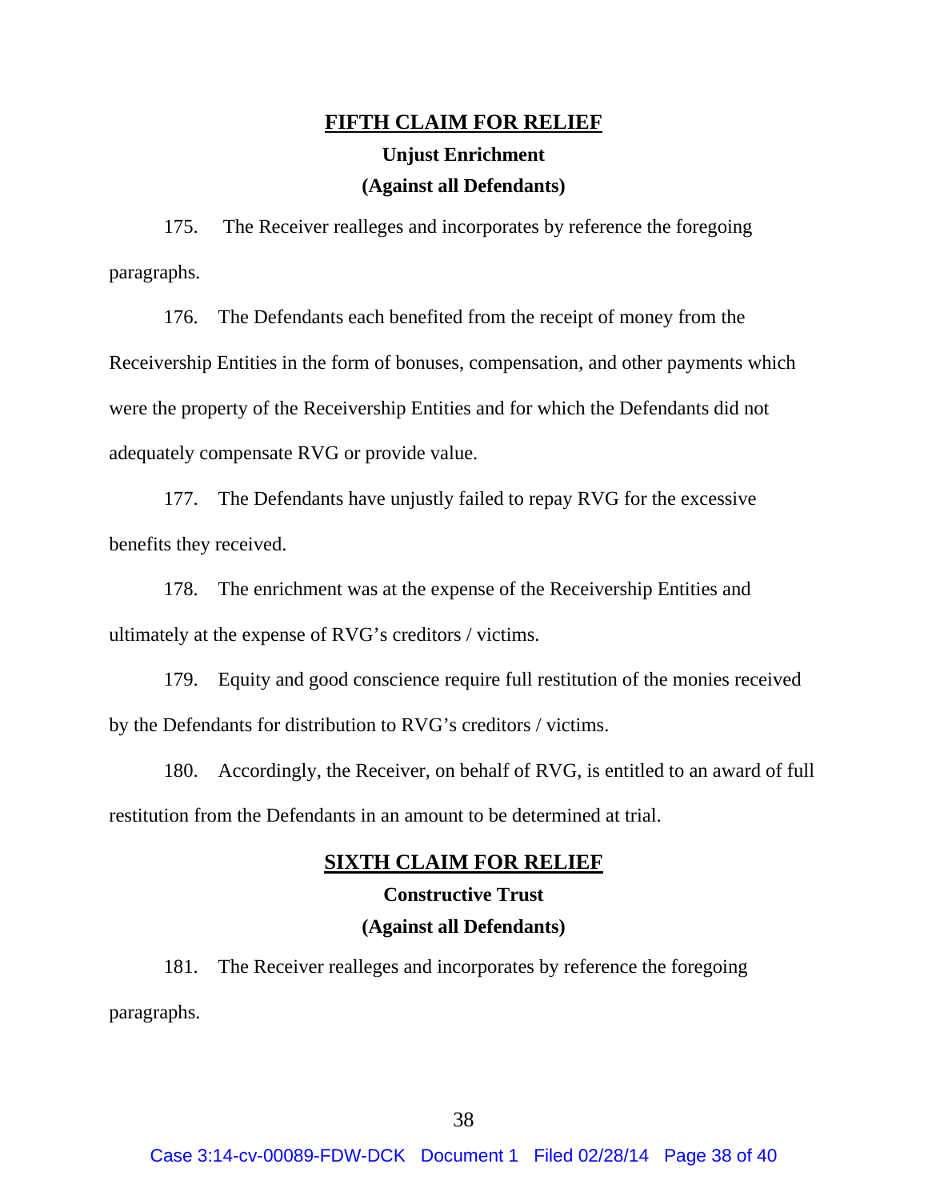## FIFTH CLAIM FOR RELIEF

### Unjust Enrichment

### (Against all Defendants)

175. The Receiver realleges and incorporates by reference the foregoing paragraphs.

176. The Defendants each benefited from the receipt of money from the Receivership Entities in the form of bonuses, compensation, and other payments which were the property of the Receivership Entities and for which the Defendants did not adequately compensate RVG or provide value.

177. The Defendants have unjustly failed to repay RVG for the excessive benefits they received.

178. The enrichment was at the expense of the Receivership Entities and ultimately at the expense of RVG's creditors / victims.

179. Equity and good conscience require full restitution of the monies received by the Defendants for distribution to RVG's creditors / victims.

180. Accordingly, the Receiver, on behalf of RVG, is entitled to an award of full restitution from the Defendants in an amount to be determined at trial.

## SIXTH CLAIM FOR RELIEF

### Constructive Trust

### (Against all Defendants)

181. The Receiver realleges and incorporates by reference the foregoing paragraphs.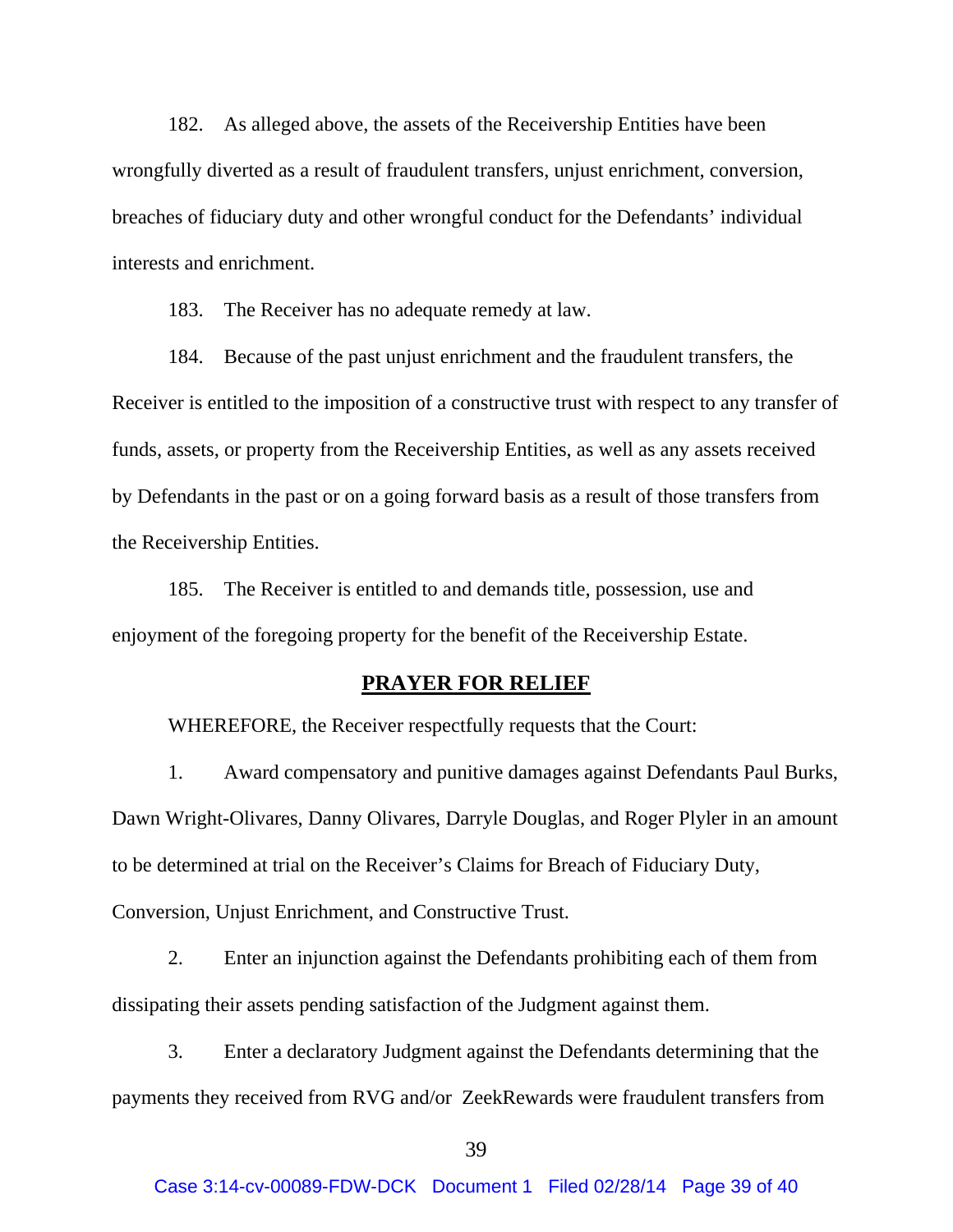182. As alleged above, the assets of the Receivership Entities have been wrongfully diverted as a result of fraudulent transfers, unjust enrichment, conversion, breaches of fiduciary duty and other wrongful conduct for the Defendants' individual interests and enrichment.

183. The Receiver has no adequate remedy at law.

184. Because of the past unjust enrichment and the fraudulent transfers, the Receiver is entitled to the imposition of a constructive trust with respect to any transfer of funds, assets, or property from the Receivership Entities, as well as any assets received by Defendants in the past or on a going forward basis as a result of those transfers from the Receivership Entities.

185. The Receiver is entitled to and demands title, possession, use and enjoyment of the foregoing property for the benefit of the Receivership Estate.

## **PRAYER FOR RELIEF**

WHEREFORE, the Receiver respectfully requests that the Court:

1. Award compensatory and punitive damages against Defendants Paul Burks, Dawn Wright-Olivares, Danny Olivares, Darryle Douglas, and Roger Plyler in an amount to be determined at trial on the Receiver's Claims for Breach of Fiduciary Duty, Conversion, Unjust Enrichment, and Constructive Trust.

2. Enter an injunction against the Defendants prohibiting each of them from dissipating their assets pending satisfaction of the Judgment against them.

3. Enter a declaratory Judgment against the Defendants determining that the payments they received from RVG and/or ZeekRewards were fraudulent transfers from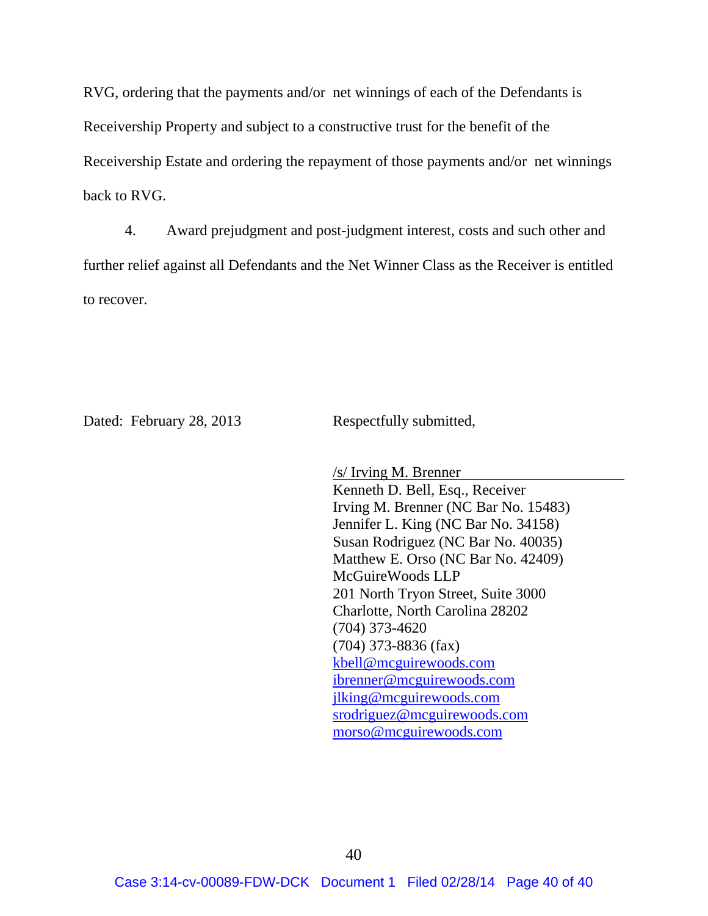RVG, ordering that the payments and/or net winnings of each of the Defendants is Receivership Property and subject to a constructive trust for the benefit of the Receivership Estate and ordering the repayment of those payments and/or net winnings back to RVG.

4. Award prejudgment and post-judgment interest, costs and such other and further relief against all Defendants and the Net Winner Class as the Receiver is entitled to recover.

Dated: February 28, 2013

Respectfully submitted,

/s/ Irving M. Brenner
Kenneth D. Bell, Esq., Receiver
Irving M. Brenner (NC Bar No. 15483)
Jennifer L. King (NC Bar No. 34158)
Susan Rodriguez (NC Bar No. 40035)
Matthew E. Orso (NC Bar No. 42409)
McGuireWoods LLP
201 North Tryon Street, Suite 3000
Charlotte, North Carolina 28202
(704) 373-4620
(704) 373-8836 (fax)
kbell@mcguirewoods.com
ibrenner@mcguirewoods.com
jlking@mcguirewoods.com
srodriguez@mcguirewoods.com
morso@mcguirewoods.com